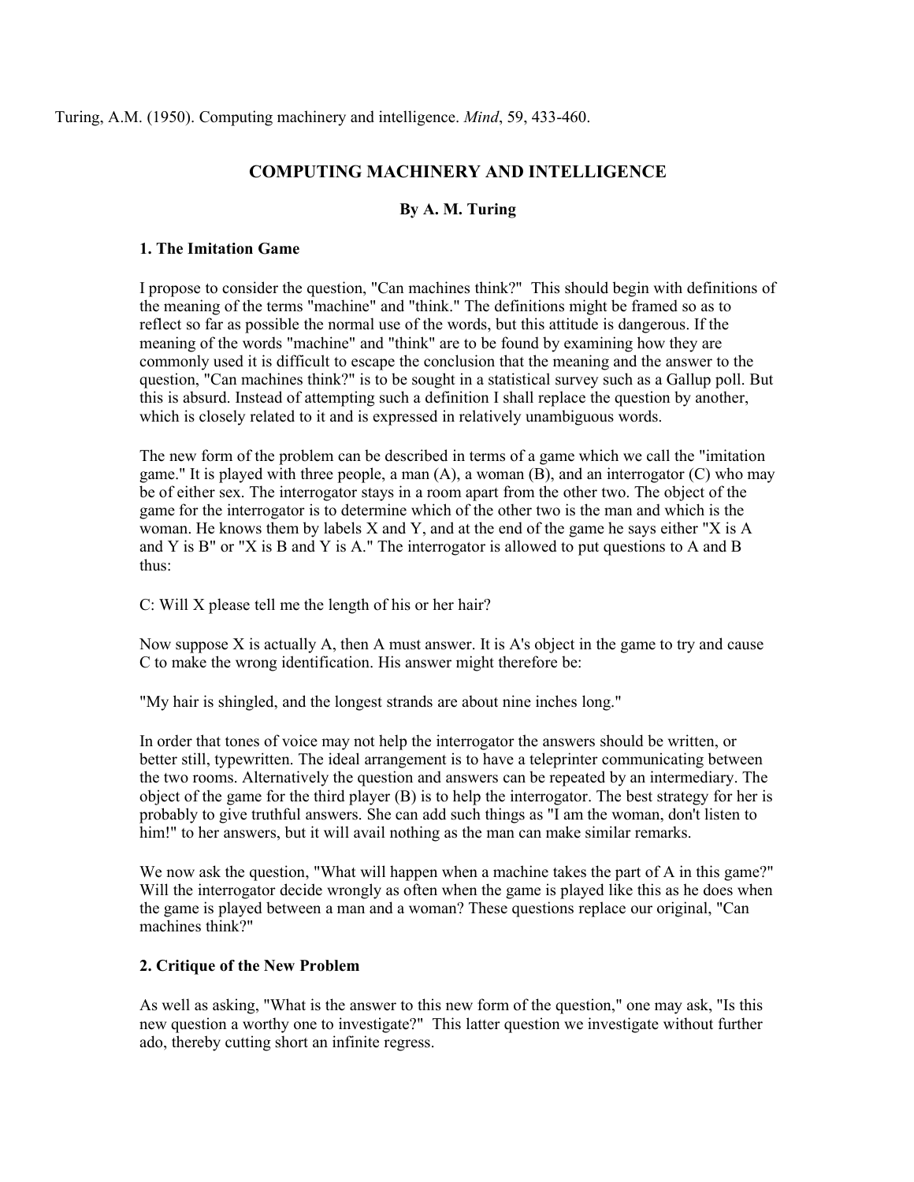Turing, A.M. (1950). Computing machinery and intelligence. *Mind*, 59, 433-460.

# COMPUTING MACHINERY AND INTELLIGENCE

**By A. M. Turing**

## 1. The Imitation Game

I propose to consider the question, "Can machines think?" This should begin with definitions of the meaning of the terms "machine" and "think." The definitions might be framed so as to reflect so far as possible the normal use of the words, but this attitude is dangerous. If the meaning of the words "machine" and "think" are to be found by examining how they are commonly used it is difficult to escape the conclusion that the meaning and the answer to the question, "Can machines think?" is to be sought in a statistical survey such as a Gallup poll. But this is absurd. Instead of attempting such a definition I shall replace the question by another, which is closely related to it and is expressed in relatively unambiguous words.

The new form of the problem can be described in terms of a game which we call the "imitation game." It is played with three people, a man (A), a woman (B), and an interrogator (C) who may be of either sex. The interrogator stays in a room apart from the other two. The object of the game for the interrogator is to determine which of the other two is the man and which is the woman. He knows them by labels X and Y, and at the end of the game he says either "X is A and Y is B" or "X is B and Y is A." The interrogator is allowed to put questions to A and B thus:

C: Will X please tell me the length of his or her hair?

Now suppose X is actually A, then A must answer. It is A's object in the game to try and cause C to make the wrong identification. His answer might therefore be:

"My hair is shingled, and the longest strands are about nine inches long."

In order that tones of voice may not help the interrogator the answers should be written, or better still, typewritten. The ideal arrangement is to have a teleprinter communicating between the two rooms. Alternatively the question and answers can be repeated by an intermediary. The object of the game for the third player (B) is to help the interrogator. The best strategy for her is probably to give truthful answers. She can add such things as "I am the woman, don't listen to him!" to her answers, but it will avail nothing as the man can make similar remarks.

We now ask the question, "What will happen when a machine takes the part of A in this game?" Will the interrogator decide wrongly as often when the game is played like this as he does when the game is played between a man and a woman? These questions replace our original, "Can machines think?"

## 2. Critique of the New Problem

As well as asking, "What is the answer to this new form of the question," one may ask, "Is this new question a worthy one to investigate?" This latter question we investigate without further ado, thereby cutting short an infinite regress.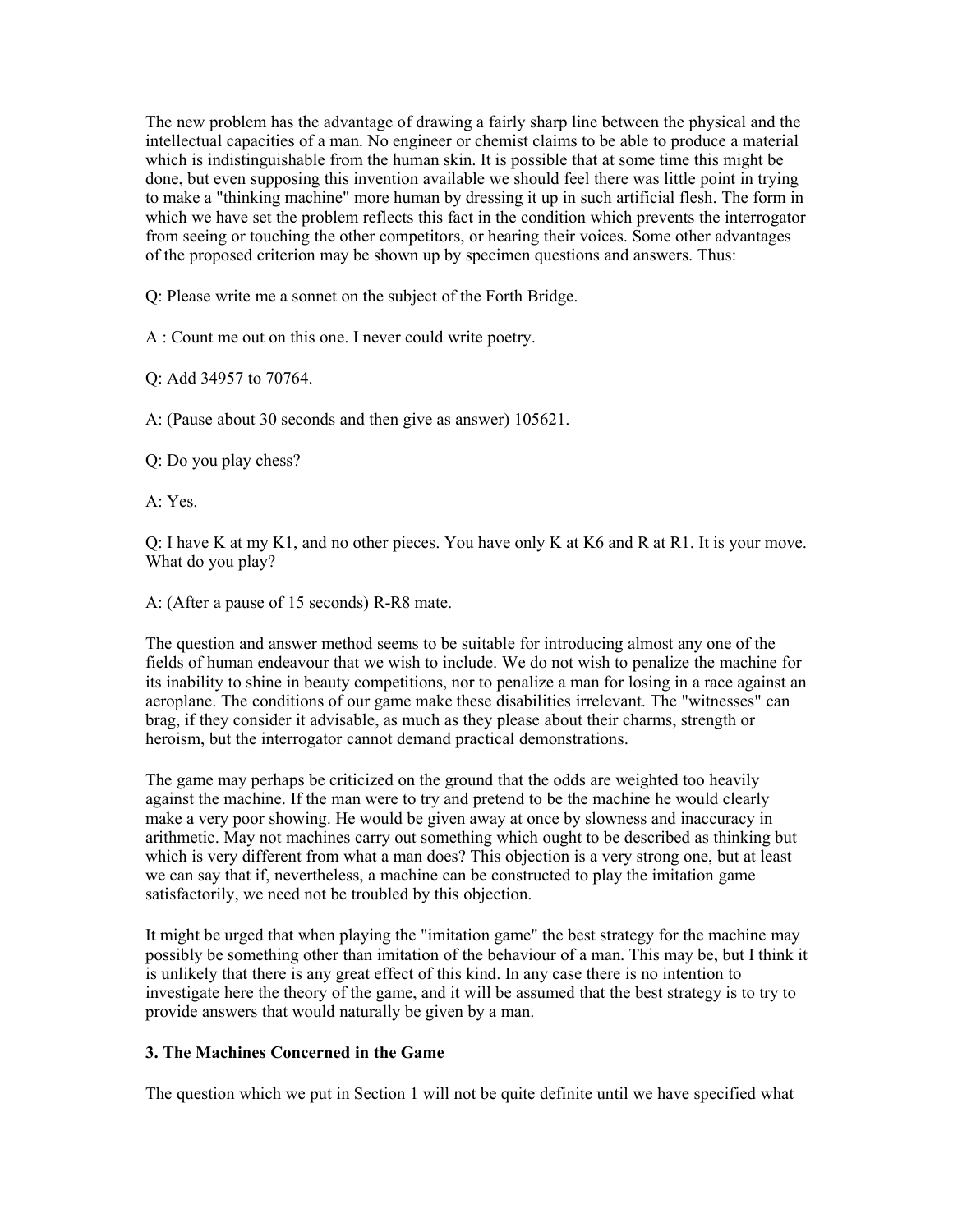The new problem has the advantage of drawing a fairly sharp line between the physical and the intellectual capacities of a man. No engineer or chemist claims to be able to produce a material which is indistinguishable from the human skin. It is possible that at some time this might be done, but even supposing this invention available we should feel there was little point in trying to make a "thinking machine" more human by dressing it up in such artificial flesh. The form in which we have set the problem reflects this fact in the condition which prevents the interrogator from seeing or touching the other competitors, or hearing their voices. Some other advantages of the proposed criterion may be shown up by specimen questions and answers. Thus:

Q: Please write me a sonnet on the subject of the Forth Bridge.

A : Count me out on this one. I never could write poetry.

Q: Add 34957 to 70764.

A: (Pause about 30 seconds and then give as answer) 105621.

Q: Do you play chess?

A: Yes.

Q: I have K at my K1, and no other pieces. You have only K at K6 and R at R1. It is your move. What do you play?

A: (After a pause of 15 seconds) R-R8 mate.

The question and answer method seems to be suitable for introducing almost any one of the fields of human endeavour that we wish to include. We do not wish to penalize the machine for its inability to shine in beauty competitions, nor to penalize a man for losing in a race against an aeroplane. The conditions of our game make these disabilities irrelevant. The "witnesses" can brag, if they consider it advisable, as much as they please about their charms, strength or heroism, but the interrogator cannot demand practical demonstrations.

The game may perhaps be criticized on the ground that the odds are weighted too heavily against the machine. If the man were to try and pretend to be the machine he would clearly make a very poor showing. He would be given away at once by slowness and inaccuracy in arithmetic. May not machines carry out something which ought to be described as thinking but which is very different from what a man does? This objection is a very strong one, but at least we can say that if, nevertheless, a machine can be constructed to play the imitation game satisfactorily, we need not be troubled by this objection.

It might be urged that when playing the "imitation game" the best strategy for the machine may possibly be something other than imitation of the behaviour of a man. This may be, but I think it is unlikely that there is any great effect of this kind. In any case there is no intention to investigate here the theory of the game, and it will be assumed that the best strategy is to try to provide answers that would naturally be given by a man.

### 3. The Machines Concerned in the Game

The question which we put in Section 1 will not be quite definite until we have specified what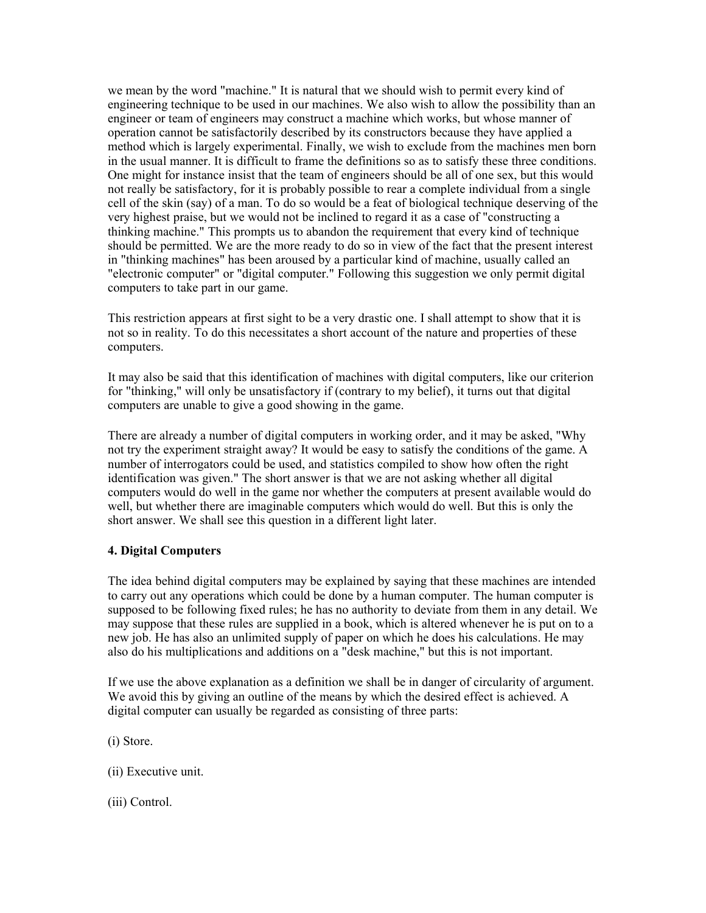we mean by the word "machine." It is natural that we should wish to permit every kind of engineering technique to be used in our machines. We also wish to allow the possibility than an engineer or team of engineers may construct a machine which works, but whose manner of operation cannot be satisfactorily described by its constructors because they have applied a method which is largely experimental. Finally, we wish to exclude from the machines men born in the usual manner. It is difficult to frame the definitions so as to satisfy these three conditions. One might for instance insist that the team of engineers should be all of one sex, but this would not really be satisfactory, for it is probably possible to rear a complete individual from a single cell of the skin (say) of a man. To do so would be a feat of biological technique deserving of the very highest praise, but we would not be inclined to regard it as a case of "constructing a thinking machine." This prompts us to abandon the requirement that every kind of technique should be permitted. We are the more ready to do so in view of the fact that the present interest in "thinking machines" has been aroused by a particular kind of machine, usually called an "electronic computer" or "digital computer." Following this suggestion we only permit digital computers to take part in our game.

This restriction appears at first sight to be a very drastic one. I shall attempt to show that it is not so in reality. To do this necessitates a short account of the nature and properties of these computers.

It may also be said that this identification of machines with digital computers, like our criterion for "thinking," will only be unsatisfactory if (contrary to my belief), it turns out that digital computers are unable to give a good showing in the game.

There are already a number of digital computers in working order, and it may be asked, "Why not try the experiment straight away? It would be easy to satisfy the conditions of the game. A number of interrogators could be used, and statistics compiled to show how often the right identification was given." The short answer is that we are not asking whether all digital computers would do well in the game nor whether the computers at present available would do well, but whether there are imaginable computers which would do well. But this is only the short answer. We shall see this question in a different light later.

### 4. Digital Computers

The idea behind digital computers may be explained by saying that these machines are intended to carry out any operations which could be done by a human computer. The human computer is supposed to be following fixed rules; he has no authority to deviate from them in any detail. We may suppose that these rules are supplied in a book, which is altered whenever he is put on to a new job. He has also an unlimited supply of paper on which he does his calculations. He may also do his multiplications and additions on a "desk machine," but this is not important.

If we use the above explanation as a definition we shall be in danger of circularity of argument. We avoid this by giving an outline of the means by which the desired effect is achieved. A digital computer can usually be regarded as consisting of three parts:

(i) Store.

(ii) Executive unit.

(iii) Control.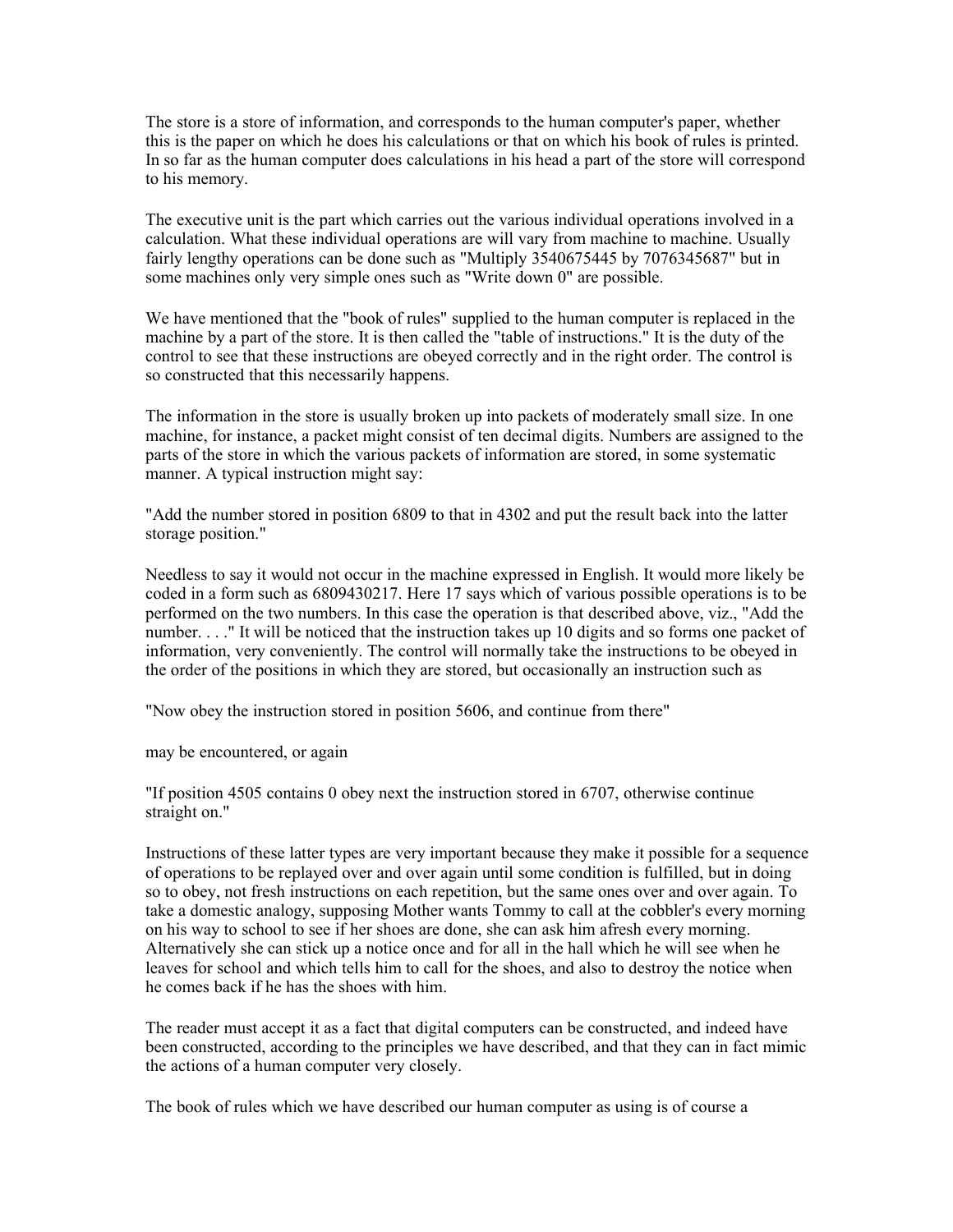The store is a store of information, and corresponds to the human computer's paper, whether this is the paper on which he does his calculations or that on which his book of rules is printed. In so far as the human computer does calculations in his head a part of the store will correspond to his memory.

The executive unit is the part which carries out the various individual operations involved in a calculation. What these individual operations are will vary from machine to machine. Usually fairly lengthy operations can be done such as "Multiply 3540675445 by 7076345687" but in some machines only very simple ones such as "Write down 0" are possible.

We have mentioned that the "book of rules" supplied to the human computer is replaced in the machine by a part of the store. It is then called the "table of instructions." It is the duty of the control to see that these instructions are obeyed correctly and in the right order. The control is so constructed that this necessarily happens.

The information in the store is usually broken up into packets of moderately small size. In one machine, for instance, a packet might consist of ten decimal digits. Numbers are assigned to the parts of the store in which the various packets of information are stored, in some systematic manner. A typical instruction might say:

"Add the number stored in position 6809 to that in 4302 and put the result back into the latter storage position."

Needless to say it would not occur in the machine expressed in English. It would more likely be coded in a form such as 6809430217. Here 17 says which of various possible operations is to be performed on the two numbers. In this case the operation is that described above, viz., "Add the number. . . ." It will be noticed that the instruction takes up 10 digits and so forms one packet of information, very conveniently. The control will normally take the instructions to be obeyed in the order of the positions in which they are stored, but occasionally an instruction such as

"Now obey the instruction stored in position 5606, and continue from there"

may be encountered, or again

"If position 4505 contains 0 obey next the instruction stored in 6707, otherwise continue straight on."

Instructions of these latter types are very important because they make it possible for a sequence of operations to be replayed over and over again until some condition is fulfilled, but in doing so to obey, not fresh instructions on each repetition, but the same ones over and over again. To take a domestic analogy, supposing Mother wants Tommy to call at the cobbler's every morning on his way to school to see if her shoes are done, she can ask him afresh every morning. Alternatively she can stick up a notice once and for all in the hall which he will see when he leaves for school and which tells him to call for the shoes, and also to destroy the notice when he comes back if he has the shoes with him.

The reader must accept it as a fact that digital computers can be constructed, and indeed have been constructed, according to the principles we have described, and that they can in fact mimic the actions of a human computer very closely.

The book of rules which we have described our human computer as using is of course a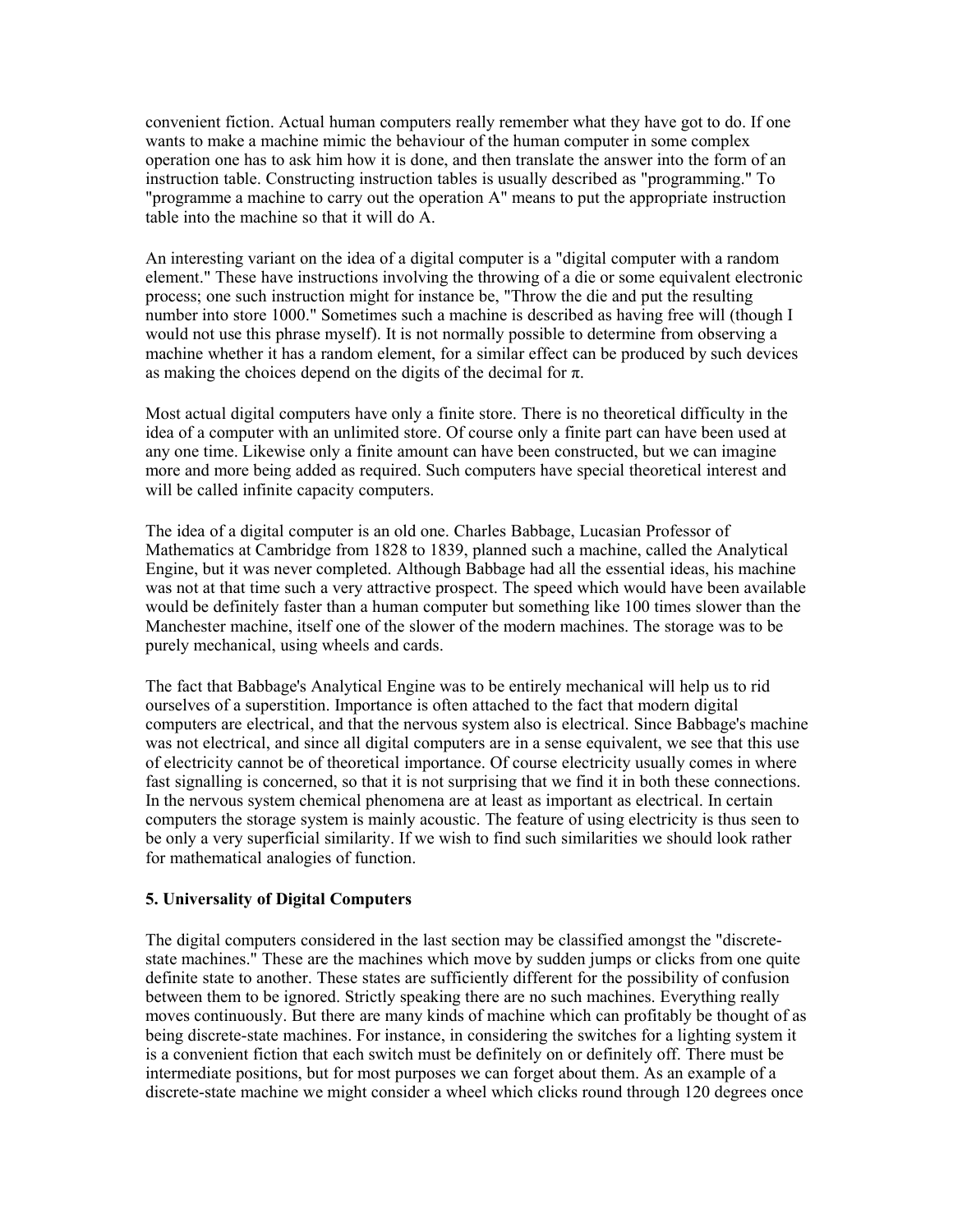convenient fiction. Actual human computers really remember what they have got to do. If one wants to make a machine mimic the behaviour of the human computer in some complex operation one has to ask him how it is done, and then translate the answer into the form of an instruction table. Constructing instruction tables is usually described as "programming." To "programme a machine to carry out the operation A" means to put the appropriate instruction table into the machine so that it will do A.

An interesting variant on the idea of a digital computer is a "digital computer with a random element." These have instructions involving the throwing of a die or some equivalent electronic process; one such instruction might for instance be, "Throw the die and put the resulting number into store 1000." Sometimes such a machine is described as having free will (though I would not use this phrase myself). It is not normally possible to determine from observing a machine whether it has a random element, for a similar effect can be produced by such devices as making the choices depend on the digits of the decimal for $\pi$.

Most actual digital computers have only a finite store. There is no theoretical difficulty in the idea of a computer with an unlimited store. Of course only a finite part can have been used at any one time. Likewise only a finite amount can have been constructed, but we can imagine more and more being added as required. Such computers have special theoretical interest and will be called infinite capacity computers.

The idea of a digital computer is an old one. Charles Babbage, Lucasian Professor of Mathematics at Cambridge from 1828 to 1839, planned such a machine, called the Analytical Engine, but it was never completed. Although Babbage had all the essential ideas, his machine was not at that time such a very attractive prospect. The speed which would have been available would be definitely faster than a human computer but something like 100 times slower than the Manchester machine, itself one of the slower of the modern machines. The storage was to be purely mechanical, using wheels and cards.

The fact that Babbage's Analytical Engine was to be entirely mechanical will help us to rid ourselves of a superstition. Importance is often attached to the fact that modern digital computers are electrical, and that the nervous system also is electrical. Since Babbage's machine was not electrical, and since all digital computers are in a sense equivalent, we see that this use of electricity cannot be of theoretical importance. Of course electricity usually comes in where fast signalling is concerned, so that it is not surprising that we find it in both these connections. In the nervous system chemical phenomena are at least as important as electrical. In certain computers the storage system is mainly acoustic. The feature of using electricity is thus seen to be only a very superficial similarity. If we wish to find such similarities we should look rather for mathematical analogies of function.

### 5. Universality of Digital Computers

The digital computers considered in the last section may be classified amongst the "discrete-state machines." These are the machines which move by sudden jumps or clicks from one quite definite state to another. These states are sufficiently different for the possibility of confusion between them to be ignored. Strictly speaking there are no such machines. Everything really moves continuously. But there are many kinds of machine which can profitably be thought of as being discrete-state machines. For instance, in considering the switches for a lighting system it is a convenient fiction that each switch must be definitely on or definitely off. There must be intermediate positions, but for most purposes we can forget about them. As an example of a discrete-state machine we might consider a wheel which clicks round through 120 degrees once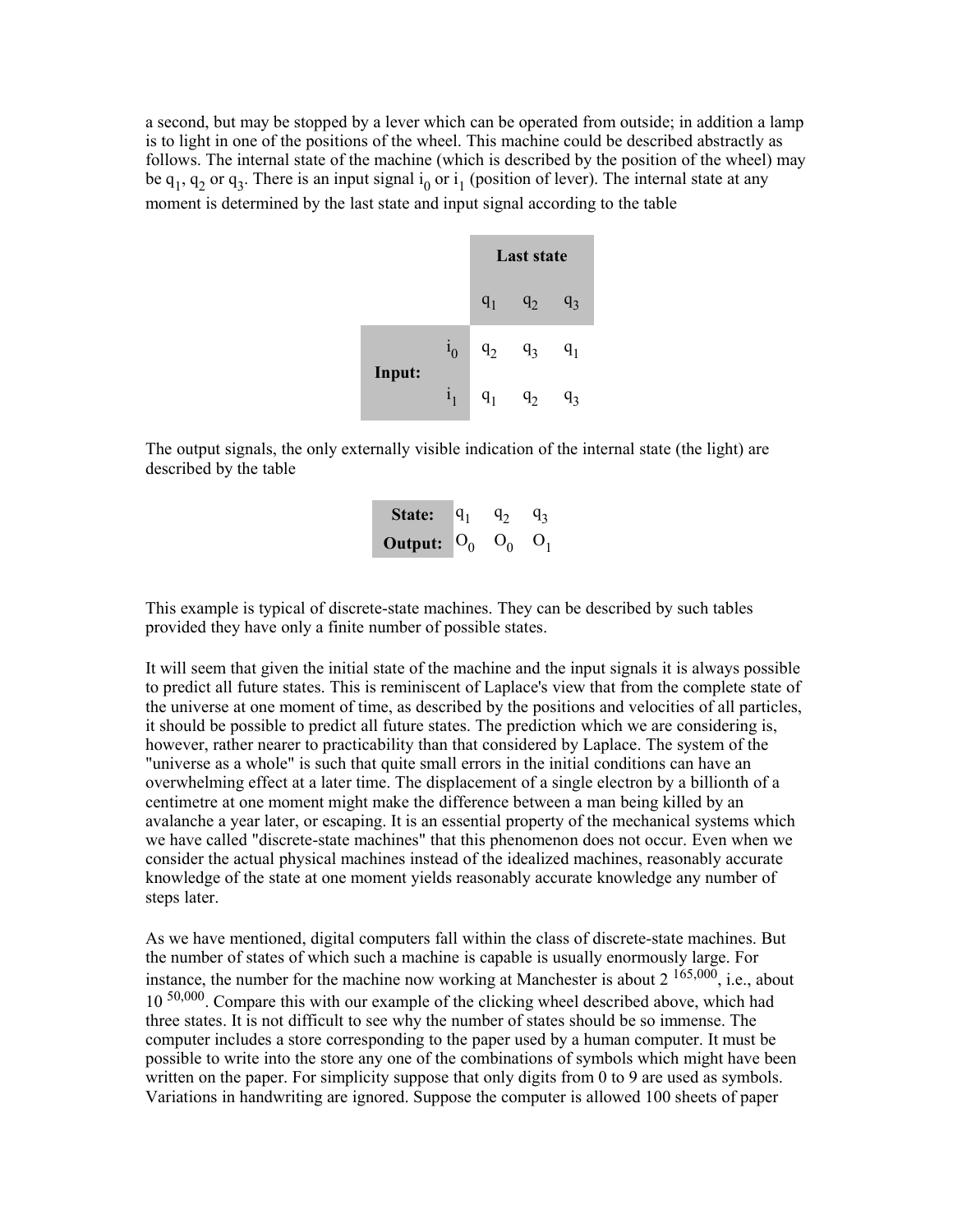a second, but may be stopped by a lever which can be operated from outside; in addition a lamp is to light in one of the positions of the wheel. This machine could be described abstractly as follows. The internal state of the machine (which is described by the position of the wheel) may be $q_1$, $q_2$ or $q_3$. There is an input signal $i_0$ or $i_1$ (position of lever). The internal state at any moment is determined by the last state and input signal according to the table

| | | **Last state** | | |
|---|---|---|---|---|
| | | $q_1$ | $q_2$ | $q_3$ |
| **Input:** | $i_0$ | $q_2$ | $q_3$ | $q_1$ |
| | $i_1$ | $q_1$ | $q_2$ | $q_3$ |

The output signals, the only externally visible indication of the internal state (the light) are described by the table

| **State:** | $q_1$ | $q_2$ | $q_3$ |
|---|---|---|---|
| **Output:** | $O_0$ | $O_0$ | $O_1$ |

This example is typical of discrete-state machines. They can be described by such tables provided they have only a finite number of possible states.

It will seem that given the initial state of the machine and the input signals it is always possible to predict all future states. This is reminiscent of Laplace's view that from the complete state of the universe at one moment of time, as described by the positions and velocities of all particles, it should be possible to predict all future states. The prediction which we are considering is, however, rather nearer to practicability than that considered by Laplace. The system of the "universe as a whole" is such that quite small errors in the initial conditions can have an overwhelming effect at a later time. The displacement of a single electron by a billionth of a centimetre at one moment might make the difference between a man being killed by an avalanche a year later, or escaping. It is an essential property of the mechanical systems which we have called "discrete-state machines" that this phenomenon does not occur. Even when we consider the actual physical machines instead of the idealized machines, reasonably accurate knowledge of the state at one moment yields reasonably accurate knowledge any number of steps later.

As we have mentioned, digital computers fall within the class of discrete-state machines. But the number of states of which such a machine is capable is usually enormously large. For instance, the number for the machine now working at Manchester is about $2^{165,000}$, i.e., about $10^{50,000}$. Compare this with our example of the clicking wheel described above, which had three states. It is not difficult to see why the number of states should be so immense. The computer includes a store corresponding to the paper used by a human computer. It must be possible to write into the store any one of the combinations of symbols which might have been written on the paper. For simplicity suppose that only digits from 0 to 9 are used as symbols. Variations in handwriting are ignored. Suppose the computer is allowed 100 sheets of paper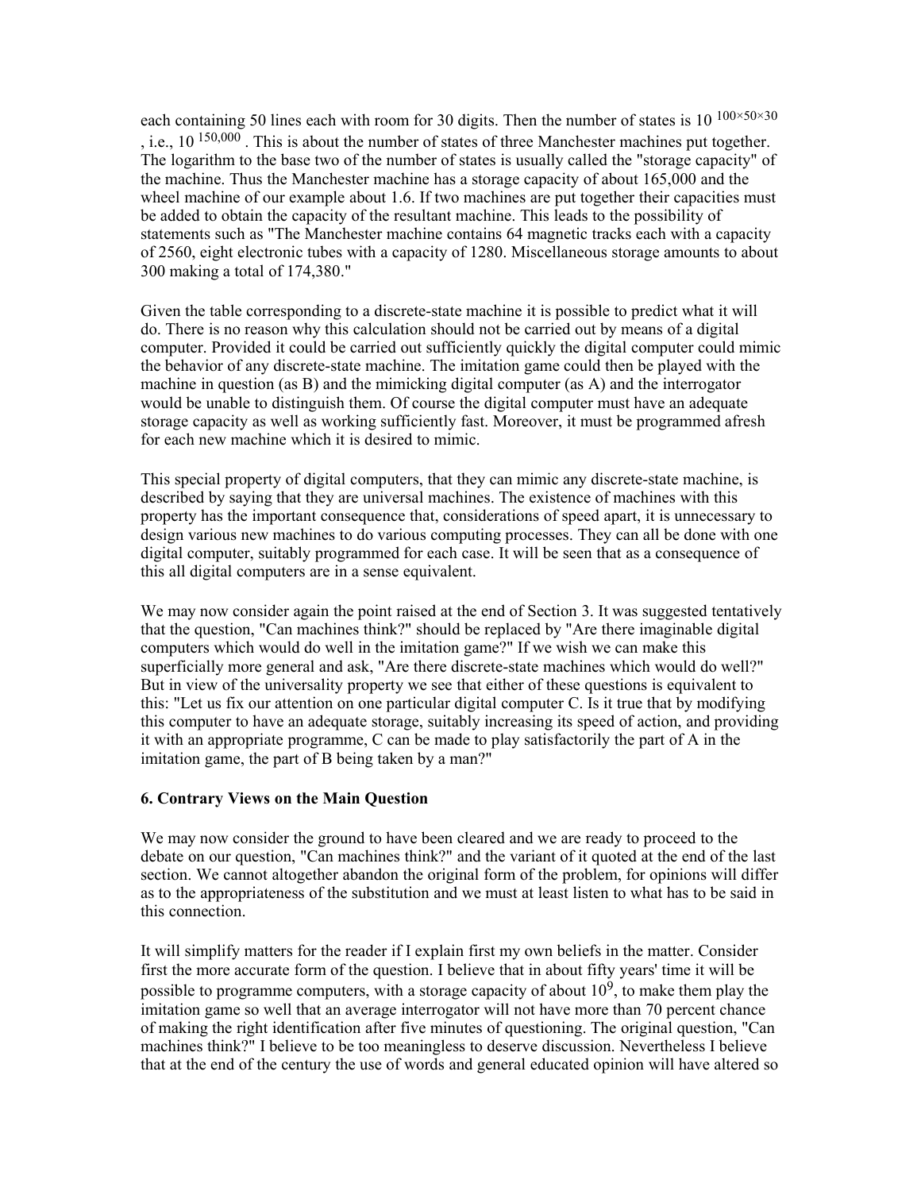each containing 50 lines each with room for 30 digits. Then the number of states is $10^{100\times50\times30}$, i.e., $10^{150,000}$. This is about the number of states of three Manchester machines put together. The logarithm to the base two of the number of states is usually called the "storage capacity" of the machine. Thus the Manchester machine has a storage capacity of about 165,000 and the wheel machine of our example about 1.6. If two machines are put together their capacities must be added to obtain the capacity of the resultant machine. This leads to the possibility of statements such as "The Manchester machine contains 64 magnetic tracks each with a capacity of 2560, eight electronic tubes with a capacity of 1280. Miscellaneous storage amounts to about 300 making a total of 174,380."

Given the table corresponding to a discrete-state machine it is possible to predict what it will do. There is no reason why this calculation should not be carried out by means of a digital computer. Provided it could be carried out sufficiently quickly the digital computer could mimic the behavior of any discrete-state machine. The imitation game could then be played with the machine in question (as B) and the mimicking digital computer (as A) and the interrogator would be unable to distinguish them. Of course the digital computer must have an adequate storage capacity as well as working sufficiently fast. Moreover, it must be programmed afresh for each new machine which it is desired to mimic.

This special property of digital computers, that they can mimic any discrete-state machine, is described by saying that they are universal machines. The existence of machines with this property has the important consequence that, considerations of speed apart, it is unnecessary to design various new machines to do various computing processes. They can all be done with one digital computer, suitably programmed for each case. It will be seen that as a consequence of this all digital computers are in a sense equivalent.

We may now consider again the point raised at the end of Section 3. It was suggested tentatively that the question, "Can machines think?" should be replaced by "Are there imaginable digital computers which would do well in the imitation game?" If we wish we can make this superficially more general and ask, "Are there discrete-state machines which would do well?" But in view of the universality property we see that either of these questions is equivalent to this: "Let us fix our attention on one particular digital computer C. Is it true that by modifying this computer to have an adequate storage, suitably increasing its speed of action, and providing it with an appropriate programme, C can be made to play satisfactorily the part of A in the imitation game, the part of B being taken by a man?"

### 6. Contrary Views on the Main Question

We may now consider the ground to have been cleared and we are ready to proceed to the debate on our question, "Can machines think?" and the variant of it quoted at the end of the last section. We cannot altogether abandon the original form of the problem, for opinions will differ as to the appropriateness of the substitution and we must at least listen to what has to be said in this connection.

It will simplify matters for the reader if I explain first my own beliefs in the matter. Consider first the more accurate form of the question. I believe that in about fifty years' time it will be possible to programme computers, with a storage capacity of about $10^9$, to make them play the imitation game so well that an average interrogator will not have more than 70 percent chance of making the right identification after five minutes of questioning. The original question, "Can machines think?" I believe to be too meaningless to deserve discussion. Nevertheless I believe that at the end of the century the use of words and general educated opinion will have altered so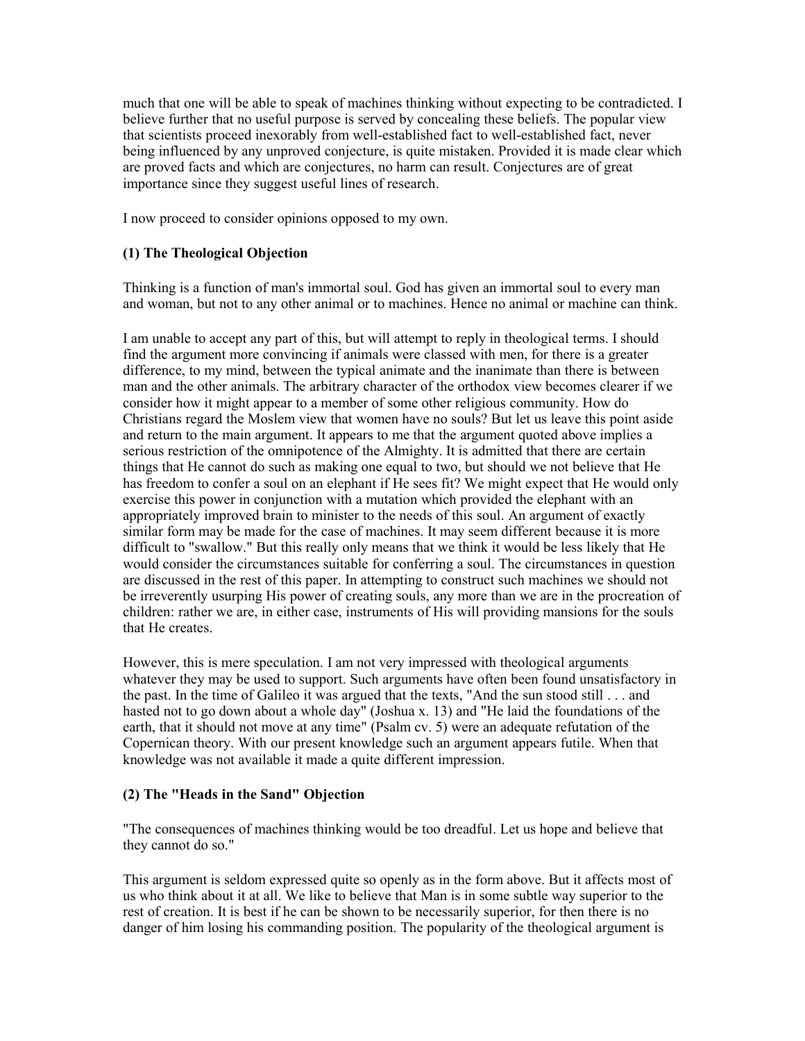much that one will be able to speak of machines thinking without expecting to be contradicted. I believe further that no useful purpose is served by concealing these beliefs. The popular view that scientists proceed inexorably from well-established fact to well-established fact, never being influenced by any unproved conjecture, is quite mistaken. Provided it is made clear which are proved facts and which are conjectures, no harm can result. Conjectures are of great importance since they suggest useful lines of research.

I now proceed to consider opinions opposed to my own.

### (1) The Theological Objection

Thinking is a function of man's immortal soul. God has given an immortal soul to every man and woman, but not to any other animal or to machines. Hence no animal or machine can think.

I am unable to accept any part of this, but will attempt to reply in theological terms. I should find the argument more convincing if animals were classed with men, for there is a greater difference, to my mind, between the typical animate and the inanimate than there is between man and the other animals. The arbitrary character of the orthodox view becomes clearer if we consider how it might appear to a member of some other religious community. How do Christians regard the Moslem view that women have no souls? But let us leave this point aside and return to the main argument. It appears to me that the argument quoted above implies a serious restriction of the omnipotence of the Almighty. It is admitted that there are certain things that He cannot do such as making one equal to two, but should we not believe that He has freedom to confer a soul on an elephant if He sees fit? We might expect that He would only exercise this power in conjunction with a mutation which provided the elephant with an appropriately improved brain to minister to the needs of this soul. An argument of exactly similar form may be made for the case of machines. It may seem different because it is more difficult to "swallow." But this really only means that we think it would be less likely that He would consider the circumstances suitable for conferring a soul. The circumstances in question are discussed in the rest of this paper. In attempting to construct such machines we should not be irreverently usurping His power of creating souls, any more than we are in the procreation of children: rather we are, in either case, instruments of His will providing mansions for the souls that He creates.

However, this is mere speculation. I am not very impressed with theological arguments whatever they may be used to support. Such arguments have often been found unsatisfactory in the past. In the time of Galileo it was argued that the texts, "And the sun stood still . . . and hasted not to go down about a whole day" (Joshua x. 13) and "He laid the foundations of the earth, that it should not move at any time" (Psalm cv. 5) were an adequate refutation of the Copernican theory. With our present knowledge such an argument appears futile. When that knowledge was not available it made a quite different impression.

### (2) The "Heads in the Sand" Objection

"The consequences of machines thinking would be too dreadful. Let us hope and believe that they cannot do so."

This argument is seldom expressed quite so openly as in the form above. But it affects most of us who think about it at all. We like to believe that Man is in some subtle way superior to the rest of creation. It is best if he can be shown to be necessarily superior, for then there is no danger of him losing his commanding position. The popularity of the theological argument is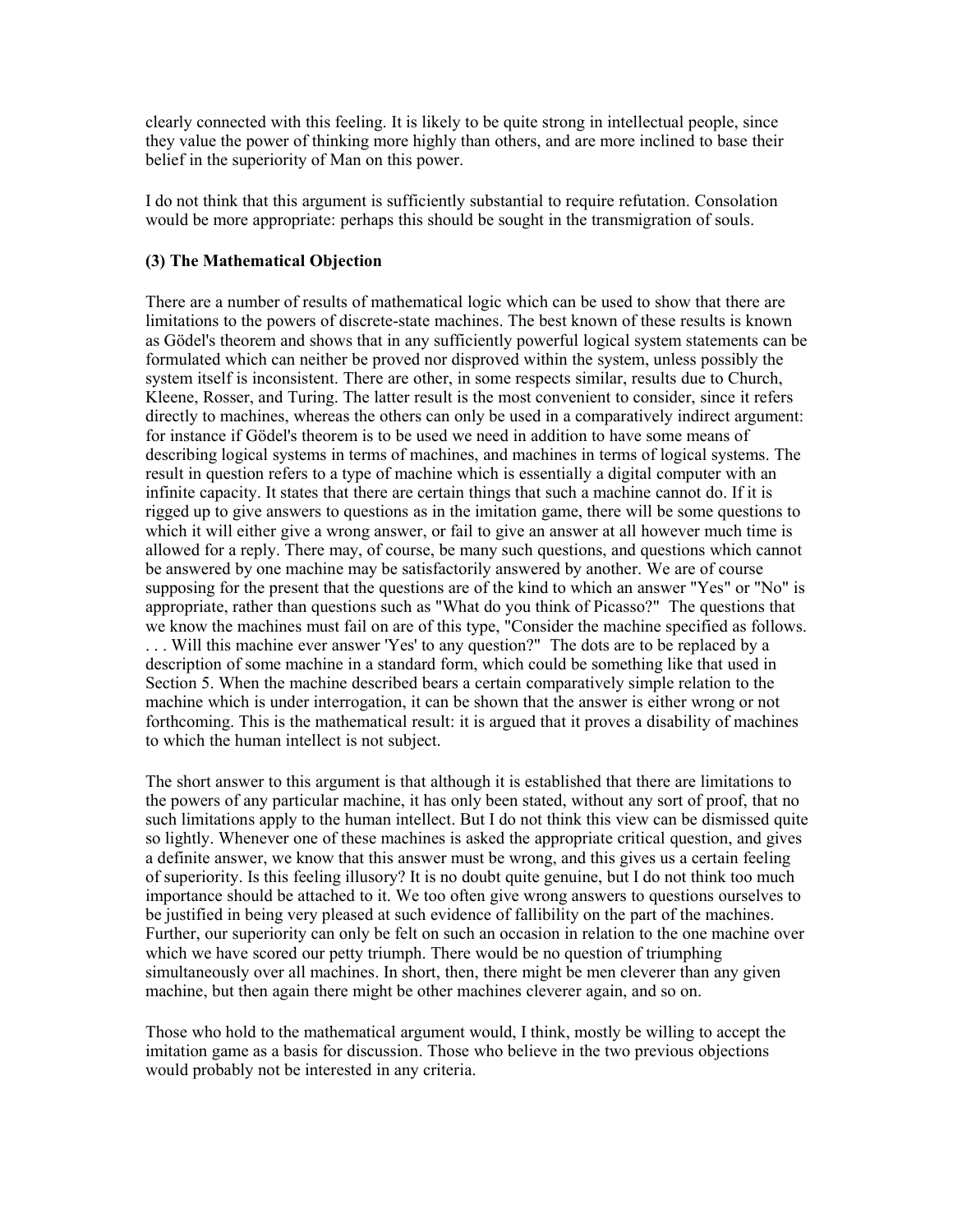clearly connected with this feeling. It is likely to be quite strong in intellectual people, since they value the power of thinking more highly than others, and are more inclined to base their belief in the superiority of Man on this power.

I do not think that this argument is sufficiently substantial to require refutation. Consolation would be more appropriate: perhaps this should be sought in the transmigration of souls.

### (3) The Mathematical Objection

There are a number of results of mathematical logic which can be used to show that there are limitations to the powers of discrete-state machines. The best known of these results is known as Gödel's theorem and shows that in any sufficiently powerful logical system statements can be formulated which can neither be proved nor disproved within the system, unless possibly the system itself is inconsistent. There are other, in some respects similar, results due to Church, Kleene, Rosser, and Turing. The latter result is the most convenient to consider, since it refers directly to machines, whereas the others can only be used in a comparatively indirect argument: for instance if Gödel's theorem is to be used we need in addition to have some means of describing logical systems in terms of machines, and machines in terms of logical systems. The result in question refers to a type of machine which is essentially a digital computer with an infinite capacity. It states that there are certain things that such a machine cannot do. If it is rigged up to give answers to questions as in the imitation game, there will be some questions to which it will either give a wrong answer, or fail to give an answer at all however much time is allowed for a reply. There may, of course, be many such questions, and questions which cannot be answered by one machine may be satisfactorily answered by another. We are of course supposing for the present that the questions are of the kind to which an answer "Yes" or "No" is appropriate, rather than questions such as "What do you think of Picasso?" The questions that we know the machines must fail on are of this type, "Consider the machine specified as follows. . . . Will this machine ever answer 'Yes' to any question?" The dots are to be replaced by a description of some machine in a standard form, which could be something like that used in Section 5. When the machine described bears a certain comparatively simple relation to the machine which is under interrogation, it can be shown that the answer is either wrong or not forthcoming. This is the mathematical result: it is argued that it proves a disability of machines to which the human intellect is not subject.

The short answer to this argument is that although it is established that there are limitations to the powers of any particular machine, it has only been stated, without any sort of proof, that no such limitations apply to the human intellect. But I do not think this view can be dismissed quite so lightly. Whenever one of these machines is asked the appropriate critical question, and gives a definite answer, we know that this answer must be wrong, and this gives us a certain feeling of superiority. Is this feeling illusory? It is no doubt quite genuine, but I do not think too much importance should be attached to it. We too often give wrong answers to questions ourselves to be justified in being very pleased at such evidence of fallibility on the part of the machines. Further, our superiority can only be felt on such an occasion in relation to the one machine over which we have scored our petty triumph. There would be no question of triumphing simultaneously over all machines. In short, then, there might be men cleverer than any given machine, but then again there might be other machines cleverer again, and so on.

Those who hold to the mathematical argument would, I think, mostly be willing to accept the imitation game as a basis for discussion. Those who believe in the two previous objections would probably not be interested in any criteria.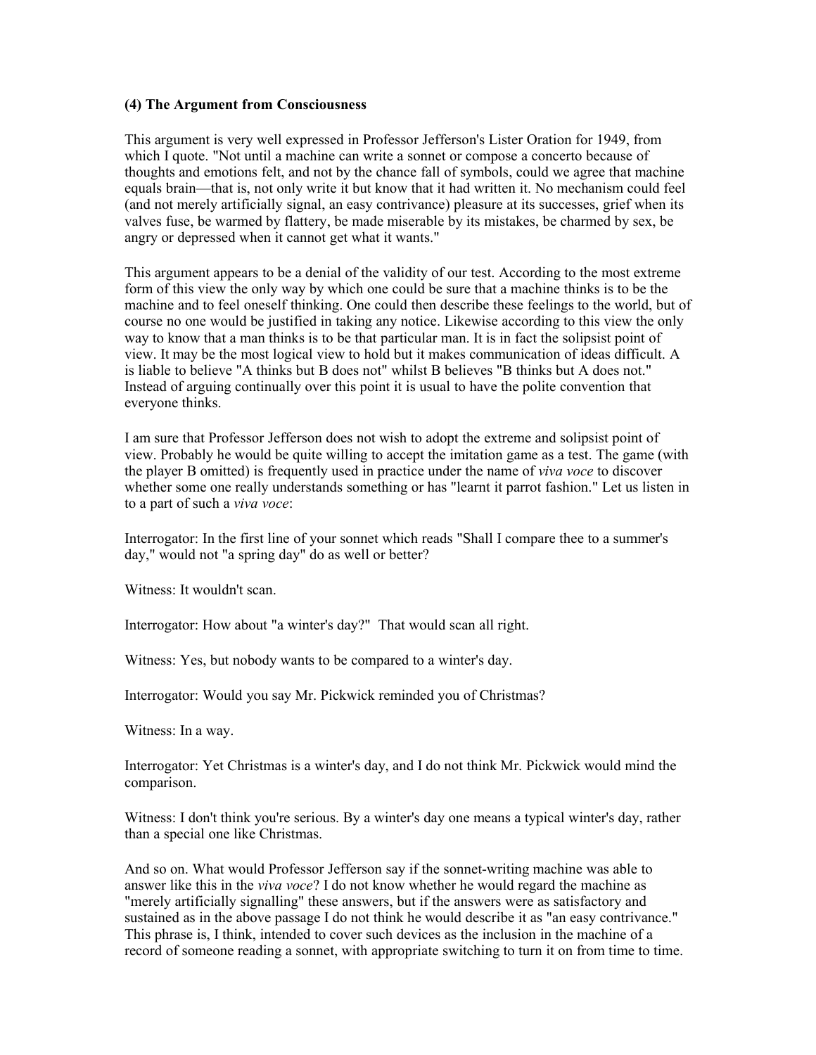**(4) The Argument from Consciousness**

This argument is very well expressed in Professor Jefferson's Lister Oration for 1949, from which I quote. "Not until a machine can write a sonnet or compose a concerto because of thoughts and emotions felt, and not by the chance fall of symbols, could we agree that machine equals brain—that is, not only write it but know that it had written it. No mechanism could feel (and not merely artificially signal, an easy contrivance) pleasure at its successes, grief when its valves fuse, be warmed by flattery, be made miserable by its mistakes, be charmed by sex, be angry or depressed when it cannot get what it wants."

This argument appears to be a denial of the validity of our test. According to the most extreme form of this view the only way by which one could be sure that a machine thinks is to be the machine and to feel oneself thinking. One could then describe these feelings to the world, but of course no one would be justified in taking any notice. Likewise according to this view the only way to know that a man thinks is to be that particular man. It is in fact the solipsist point of view. It may be the most logical view to hold but it makes communication of ideas difficult. A is liable to believe "A thinks but B does not" whilst B believes "B thinks but A does not." Instead of arguing continually over this point it is usual to have the polite convention that everyone thinks.

I am sure that Professor Jefferson does not wish to adopt the extreme and solipsist point of view. Probably he would be quite willing to accept the imitation game as a test. The game (with the player B omitted) is frequently used in practice under the name of *viva voce* to discover whether some one really understands something or has "learnt it parrot fashion." Let us listen in to a part of such a *viva voce*:

Interrogator: In the first line of your sonnet which reads "Shall I compare thee to a summer's day," would not "a spring day" do as well or better?

Witness: It wouldn't scan.

Interrogator: How about "a winter's day?" That would scan all right.

Witness: Yes, but nobody wants to be compared to a winter's day.

Interrogator: Would you say Mr. Pickwick reminded you of Christmas?

Witness: In a way.

Interrogator: Yet Christmas is a winter's day, and I do not think Mr. Pickwick would mind the comparison.

Witness: I don't think you're serious. By a winter's day one means a typical winter's day, rather than a special one like Christmas.

And so on. What would Professor Jefferson say if the sonnet-writing machine was able to answer like this in the *viva voce*? I do not know whether he would regard the machine as "merely artificially signalling" these answers, but if the answers were as satisfactory and sustained as in the above passage I do not think he would describe it as "an easy contrivance." This phrase is, I think, intended to cover such devices as the inclusion in the machine of a record of someone reading a sonnet, with appropriate switching to turn it on from time to time.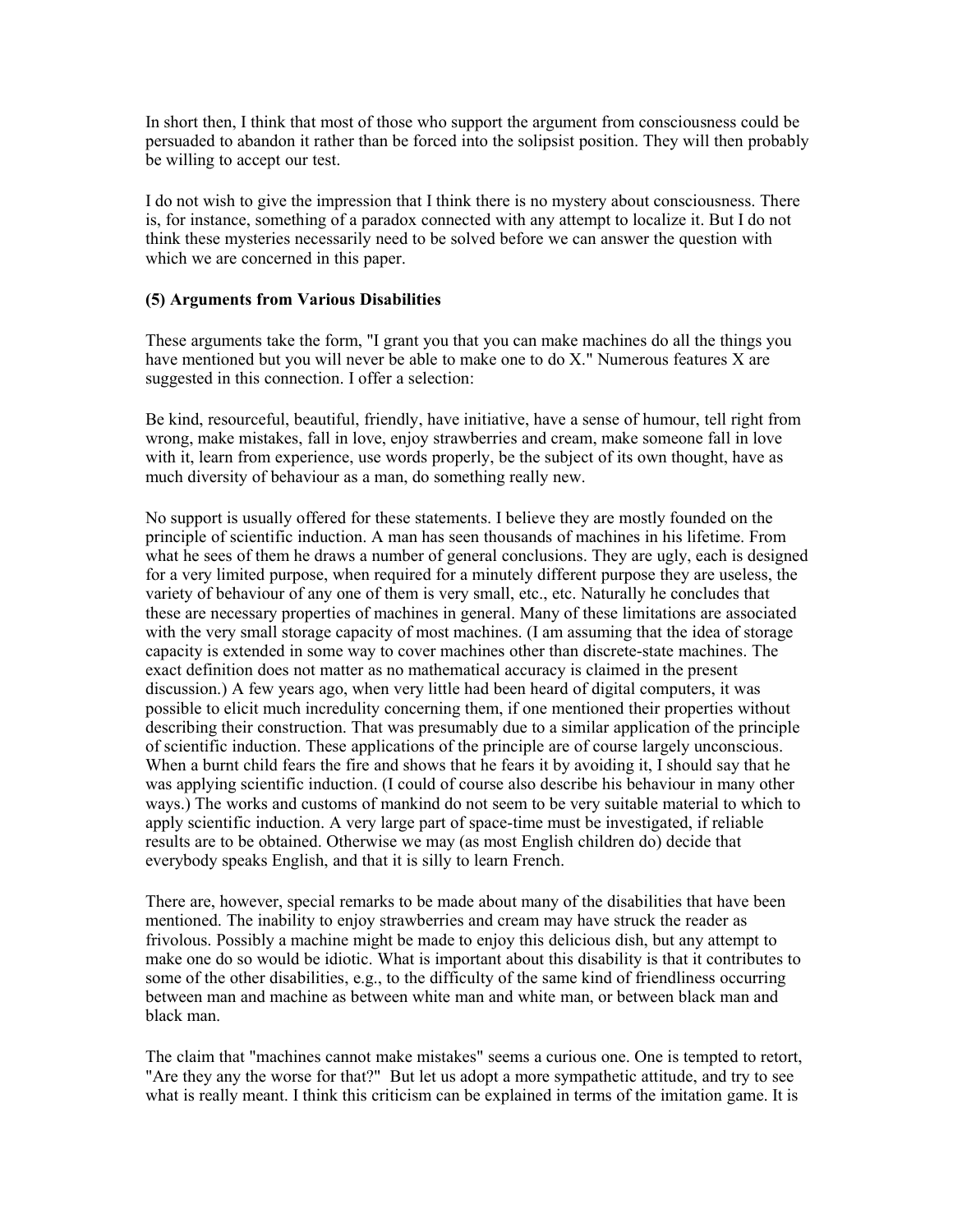In short then, I think that most of those who support the argument from consciousness could be persuaded to abandon it rather than be forced into the solipsist position. They will then probably be willing to accept our test.

I do not wish to give the impression that I think there is no mystery about consciousness. There is, for instance, something of a paradox connected with any attempt to localize it. But I do not think these mysteries necessarily need to be solved before we can answer the question with which we are concerned in this paper.

### (5) Arguments from Various Disabilities

These arguments take the form, "I grant you that you can make machines do all the things you have mentioned but you will never be able to make one to do X." Numerous features X are suggested in this connection. I offer a selection:

Be kind, resourceful, beautiful, friendly, have initiative, have a sense of humour, tell right from wrong, make mistakes, fall in love, enjoy strawberries and cream, make someone fall in love with it, learn from experience, use words properly, be the subject of its own thought, have as much diversity of behaviour as a man, do something really new.

No support is usually offered for these statements. I believe they are mostly founded on the principle of scientific induction. A man has seen thousands of machines in his lifetime. From what he sees of them he draws a number of general conclusions. They are ugly, each is designed for a very limited purpose, when required for a minutely different purpose they are useless, the variety of behaviour of any one of them is very small, etc., etc. Naturally he concludes that these are necessary properties of machines in general. Many of these limitations are associated with the very small storage capacity of most machines. (I am assuming that the idea of storage capacity is extended in some way to cover machines other than discrete-state machines. The exact definition does not matter as no mathematical accuracy is claimed in the present discussion.) A few years ago, when very little had been heard of digital computers, it was possible to elicit much incredulity concerning them, if one mentioned their properties without describing their construction. That was presumably due to a similar application of the principle of scientific induction. These applications of the principle are of course largely unconscious. When a burnt child fears the fire and shows that he fears it by avoiding it, I should say that he was applying scientific induction. (I could of course also describe his behaviour in many other ways.) The works and customs of mankind do not seem to be very suitable material to which to apply scientific induction. A very large part of space-time must be investigated, if reliable results are to be obtained. Otherwise we may (as most English children do) decide that everybody speaks English, and that it is silly to learn French.

There are, however, special remarks to be made about many of the disabilities that have been mentioned. The inability to enjoy strawberries and cream may have struck the reader as frivolous. Possibly a machine might be made to enjoy this delicious dish, but any attempt to make one do so would be idiotic. What is important about this disability is that it contributes to some of the other disabilities, e.g., to the difficulty of the same kind of friendliness occurring between man and machine as between white man and white man, or between black man and black man.

The claim that "machines cannot make mistakes" seems a curious one. One is tempted to retort, "Are they any the worse for that?" But let us adopt a more sympathetic attitude, and try to see what is really meant. I think this criticism can be explained in terms of the imitation game. It is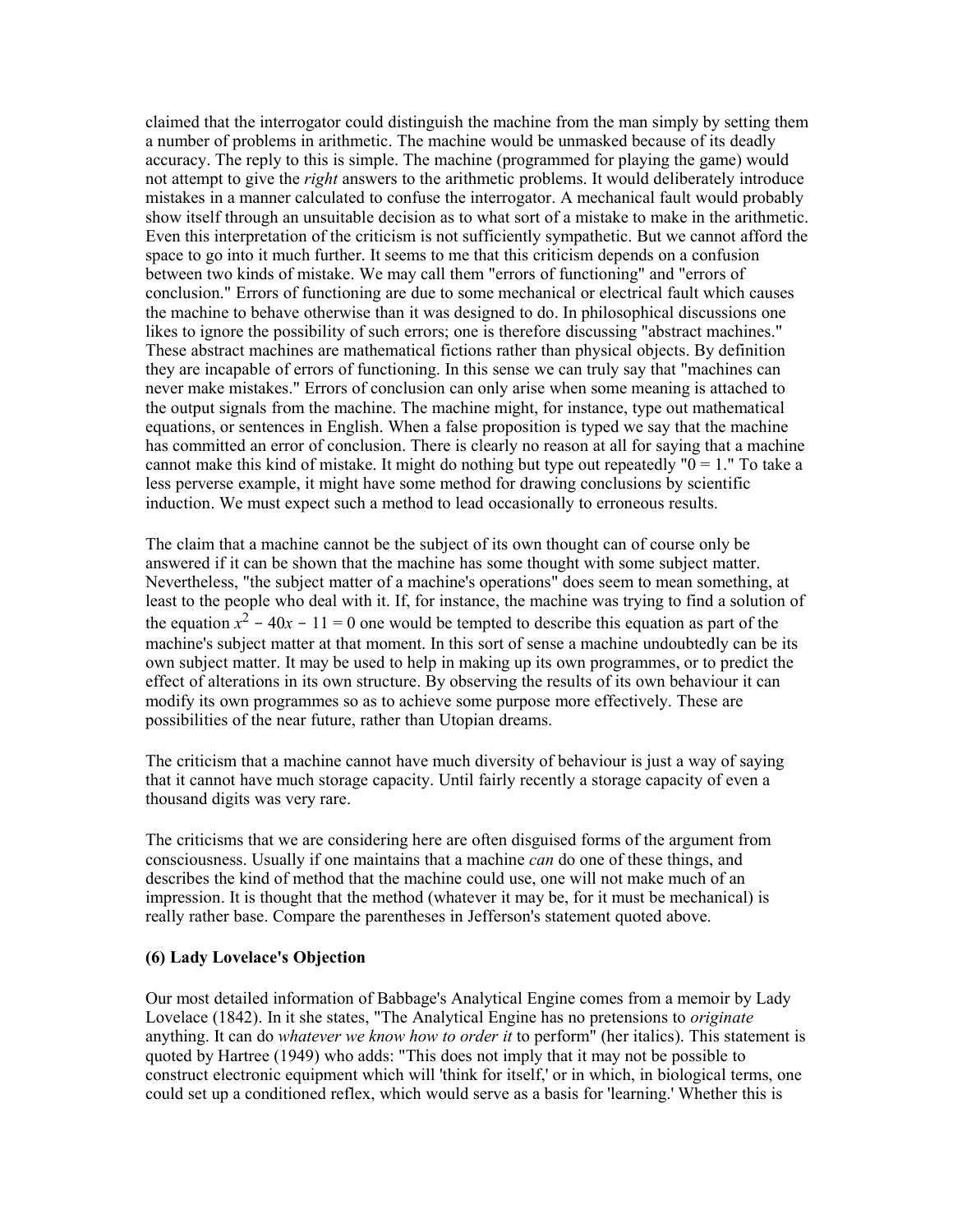claimed that the interrogator could distinguish the machine from the man simply by setting them a number of problems in arithmetic. The machine would be unmasked because of its deadly accuracy. The reply to this is simple. The machine (programmed for playing the game) would not attempt to give the *right* answers to the arithmetic problems. It would deliberately introduce mistakes in a manner calculated to confuse the interrogator. A mechanical fault would probably show itself through an unsuitable decision as to what sort of a mistake to make in the arithmetic. Even this interpretation of the criticism is not sufficiently sympathetic. But we cannot afford the space to go into it much further. It seems to me that this criticism depends on a confusion between two kinds of mistake. We may call them "errors of functioning" and "errors of conclusion." Errors of functioning are due to some mechanical or electrical fault which causes the machine to behave otherwise than it was designed to do. In philosophical discussions one likes to ignore the possibility of such errors; one is therefore discussing "abstract machines." These abstract machines are mathematical fictions rather than physical objects. By definition they are incapable of errors of functioning. In this sense we can truly say that "machines can never make mistakes." Errors of conclusion can only arise when some meaning is attached to the output signals from the machine. The machine might, for instance, type out mathematical equations, or sentences in English. When a false proposition is typed we say that the machine has committed an error of conclusion. There is clearly no reason at all for saying that a machine cannot make this kind of mistake. It might do nothing but type out repeatedly "$0 = 1$." To take a less perverse example, it might have some method for drawing conclusions by scientific induction. We must expect such a method to lead occasionally to erroneous results.

The claim that a machine cannot be the subject of its own thought can of course only be answered if it can be shown that the machine has some thought with some subject matter. Nevertheless, "the subject matter of a machine's operations" does seem to mean something, at least to the people who deal with it. If, for instance, the machine was trying to find a solution of the equation $x^2 - 40x - 11 = 0$ one would be tempted to describe this equation as part of the machine's subject matter at that moment. In this sort of sense a machine undoubtedly can be its own subject matter. It may be used to help in making up its own programmes, or to predict the effect of alterations in its own structure. By observing the results of its own behaviour it can modify its own programmes so as to achieve some purpose more effectively. These are possibilities of the near future, rather than Utopian dreams.

The criticism that a machine cannot have much diversity of behaviour is just a way of saying that it cannot have much storage capacity. Until fairly recently a storage capacity of even a thousand digits was very rare.

The criticisms that we are considering here are often disguised forms of the argument from consciousness. Usually if one maintains that a machine *can* do one of these things, and describes the kind of method that the machine could use, one will not make much of an impression. It is thought that the method (whatever it may be, for it must be mechanical) is really rather base. Compare the parentheses in Jefferson's statement quoted above.

**(6) Lady Lovelace's Objection**

Our most detailed information of Babbage's Analytical Engine comes from a memoir by Lady Lovelace (1842). In it she states, "The Analytical Engine has no pretensions to *originate* anything. It can do *whatever we know how to order it* to perform" (her italics). This statement is quoted by Hartree (1949) who adds: "This does not imply that it may not be possible to construct electronic equipment which will 'think for itself,' or in which, in biological terms, one could set up a conditioned reflex, which would serve as a basis for 'learning.' Whether this is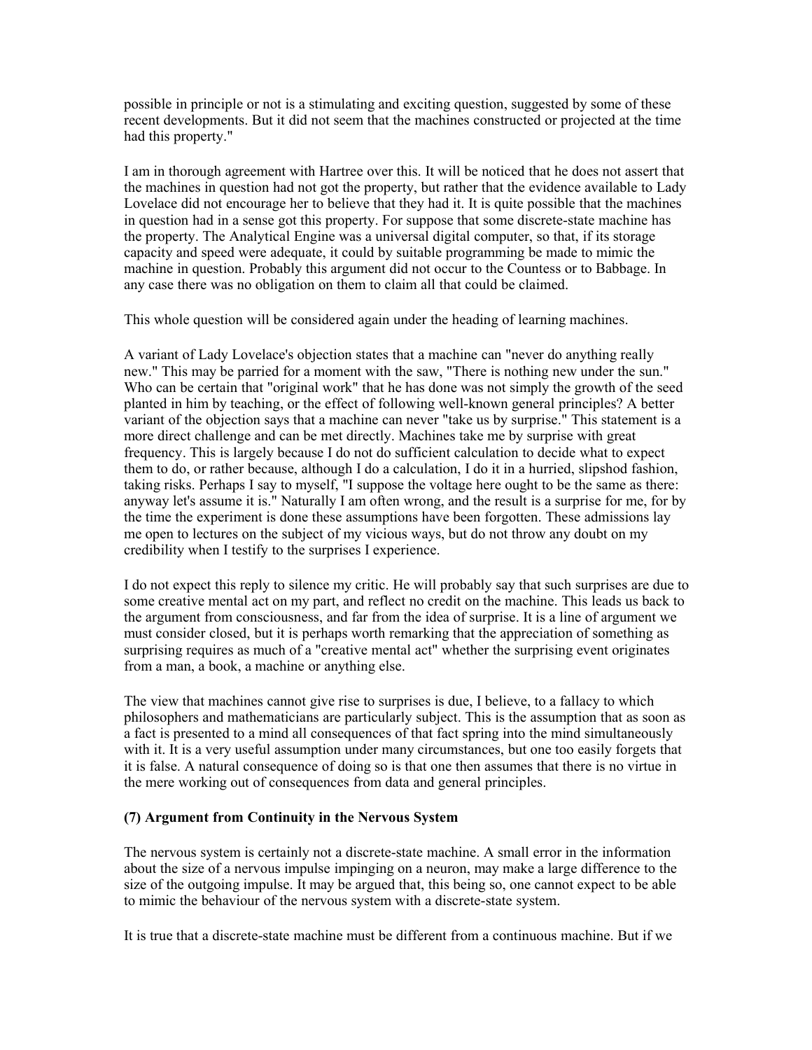possible in principle or not is a stimulating and exciting question, suggested by some of these recent developments. But it did not seem that the machines constructed or projected at the time had this property."

I am in thorough agreement with Hartree over this. It will be noticed that he does not assert that the machines in question had not got the property, but rather that the evidence available to Lady Lovelace did not encourage her to believe that they had it. It is quite possible that the machines in question had in a sense got this property. For suppose that some discrete-state machine has the property. The Analytical Engine was a universal digital computer, so that, if its storage capacity and speed were adequate, it could by suitable programming be made to mimic the machine in question. Probably this argument did not occur to the Countess or to Babbage. In any case there was no obligation on them to claim all that could be claimed.

This whole question will be considered again under the heading of learning machines.

A variant of Lady Lovelace's objection states that a machine can "never do anything really new." This may be parried for a moment with the saw, "There is nothing new under the sun." Who can be certain that "original work" that he has done was not simply the growth of the seed planted in him by teaching, or the effect of following well-known general principles? A better variant of the objection says that a machine can never "take us by surprise." This statement is a more direct challenge and can be met directly. Machines take me by surprise with great frequency. This is largely because I do not do sufficient calculation to decide what to expect them to do, or rather because, although I do a calculation, I do it in a hurried, slipshod fashion, taking risks. Perhaps I say to myself, "I suppose the voltage here ought to be the same as there: anyway let's assume it is." Naturally I am often wrong, and the result is a surprise for me, for by the time the experiment is done these assumptions have been forgotten. These admissions lay me open to lectures on the subject of my vicious ways, but do not throw any doubt on my credibility when I testify to the surprises I experience.

I do not expect this reply to silence my critic. He will probably say that such surprises are due to some creative mental act on my part, and reflect no credit on the machine. This leads us back to the argument from consciousness, and far from the idea of surprise. It is a line of argument we must consider closed, but it is perhaps worth remarking that the appreciation of something as surprising requires as much of a "creative mental act" whether the surprising event originates from a man, a book, a machine or anything else.

The view that machines cannot give rise to surprises is due, I believe, to a fallacy to which philosophers and mathematicians are particularly subject. This is the assumption that as soon as a fact is presented to a mind all consequences of that fact spring into the mind simultaneously with it. It is a very useful assumption under many circumstances, but one too easily forgets that it is false. A natural consequence of doing so is that one then assumes that there is no virtue in the mere working out of consequences from data and general principles.

**(7) Argument from Continuity in the Nervous System**

The nervous system is certainly not a discrete-state machine. A small error in the information about the size of a nervous impulse impinging on a neuron, may make a large difference to the size of the outgoing impulse. It may be argued that, this being so, one cannot expect to be able to mimic the behaviour of the nervous system with a discrete-state system.

It is true that a discrete-state machine must be different from a continuous machine. But if we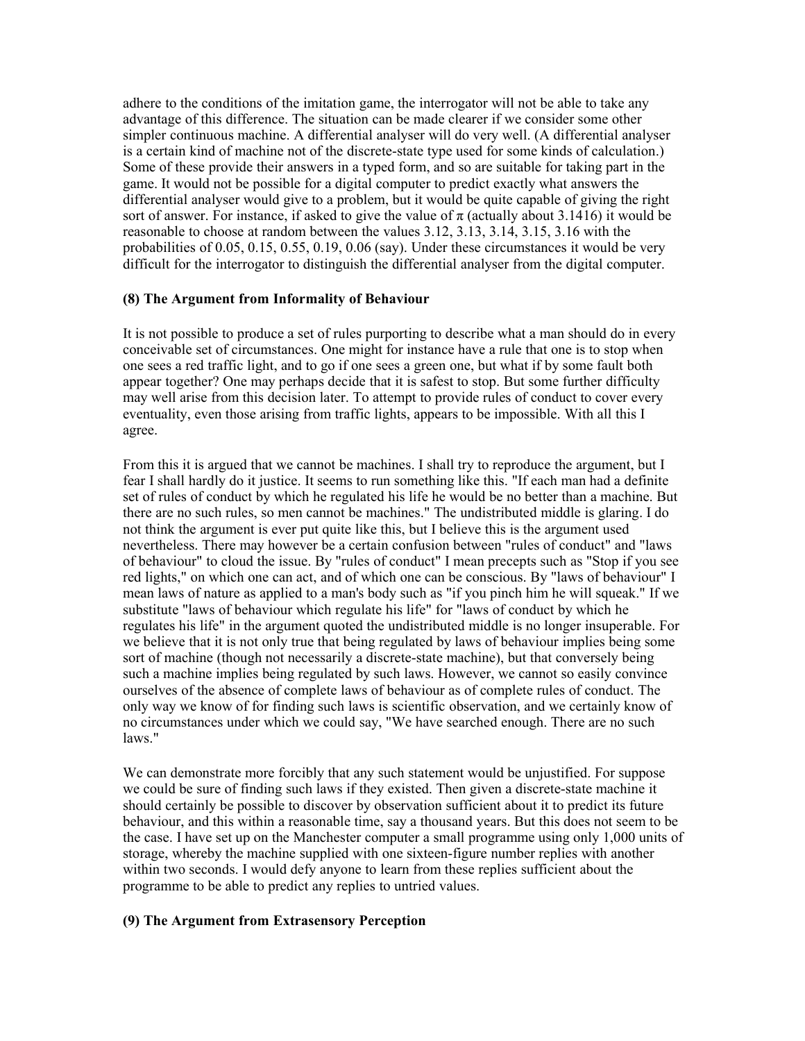adhere to the conditions of the imitation game, the interrogator will not be able to take any advantage of this difference. The situation can be made clearer if we consider some other simpler continuous machine. A differential analyser will do very well. (A differential analyser is a certain kind of machine not of the discrete-state type used for some kinds of calculation.) Some of these provide their answers in a typed form, and so are suitable for taking part in the game. It would not be possible for a digital computer to predict exactly what answers the differential analyser would give to a problem, but it would be quite capable of giving the right sort of answer. For instance, if asked to give the value of $\pi$ (actually about 3.1416) it would be reasonable to choose at random between the values 3.12, 3.13, 3.14, 3.15, 3.16 with the probabilities of 0.05, 0.15, 0.55, 0.19, 0.06 (say). Under these circumstances it would be very difficult for the interrogator to distinguish the differential analyser from the digital computer.

### (8) The Argument from Informality of Behaviour

It is not possible to produce a set of rules purporting to describe what a man should do in every conceivable set of circumstances. One might for instance have a rule that one is to stop when one sees a red traffic light, and to go if one sees a green one, but what if by some fault both appear together? One may perhaps decide that it is safest to stop. But some further difficulty may well arise from this decision later. To attempt to provide rules of conduct to cover every eventuality, even those arising from traffic lights, appears to be impossible. With all this I agree.

From this it is argued that we cannot be machines. I shall try to reproduce the argument, but I fear I shall hardly do it justice. It seems to run something like this. "If each man had a definite set of rules of conduct by which he regulated his life he would be no better than a machine. But there are no such rules, so men cannot be machines." The undistributed middle is glaring. I do not think the argument is ever put quite like this, but I believe this is the argument used nevertheless. There may however be a certain confusion between "rules of conduct" and "laws of behaviour" to cloud the issue. By "rules of conduct" I mean precepts such as "Stop if you see red lights," on which one can act, and of which one can be conscious. By "laws of behaviour" I mean laws of nature as applied to a man's body such as "if you pinch him he will squeak." If we substitute "laws of behaviour which regulate his life" for "laws of conduct by which he regulates his life" in the argument quoted the undistributed middle is no longer insuperable. For we believe that it is not only true that being regulated by laws of behaviour implies being some sort of machine (though not necessarily a discrete-state machine), but that conversely being such a machine implies being regulated by such laws. However, we cannot so easily convince ourselves of the absence of complete laws of behaviour as of complete rules of conduct. The only way we know of for finding such laws is scientific observation, and we certainly know of no circumstances under which we could say, "We have searched enough. There are no such laws."

We can demonstrate more forcibly that any such statement would be unjustified. For suppose we could be sure of finding such laws if they existed. Then given a discrete-state machine it should certainly be possible to discover by observation sufficient about it to predict its future behaviour, and this within a reasonable time, say a thousand years. But this does not seem to be the case. I have set up on the Manchester computer a small programme using only 1,000 units of storage, whereby the machine supplied with one sixteen-figure number replies with another within two seconds. I would defy anyone to learn from these replies sufficient about the programme to be able to predict any replies to untried values.

### (9) The Argument from Extrasensory Perception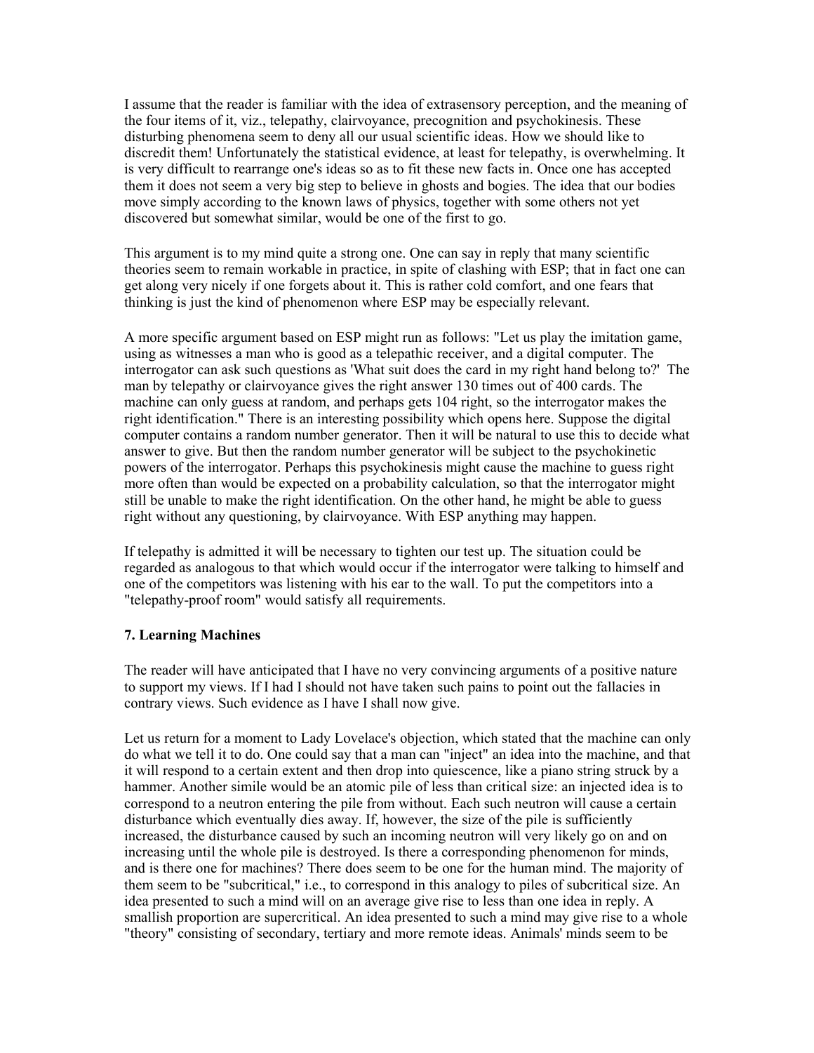I assume that the reader is familiar with the idea of extrasensory perception, and the meaning of the four items of it, viz., telepathy, clairvoyance, precognition and psychokinesis. These disturbing phenomena seem to deny all our usual scientific ideas. How we should like to discredit them! Unfortunately the statistical evidence, at least for telepathy, is overwhelming. It is very difficult to rearrange one's ideas so as to fit these new facts in. Once one has accepted them it does not seem a very big step to believe in ghosts and bogies. The idea that our bodies move simply according to the known laws of physics, together with some others not yet discovered but somewhat similar, would be one of the first to go.

This argument is to my mind quite a strong one. One can say in reply that many scientific theories seem to remain workable in practice, in spite of clashing with ESP; that in fact one can get along very nicely if one forgets about it. This is rather cold comfort, and one fears that thinking is just the kind of phenomenon where ESP may be especially relevant.

A more specific argument based on ESP might run as follows: "Let us play the imitation game, using as witnesses a man who is good as a telepathic receiver, and a digital computer. The interrogator can ask such questions as 'What suit does the card in my right hand belong to?' The man by telepathy or clairvoyance gives the right answer 130 times out of 400 cards. The machine can only guess at random, and perhaps gets 104 right, so the interrogator makes the right identification." There is an interesting possibility which opens here. Suppose the digital computer contains a random number generator. Then it will be natural to use this to decide what answer to give. But then the random number generator will be subject to the psychokinetic powers of the interrogator. Perhaps this psychokinesis might cause the machine to guess right more often than would be expected on a probability calculation, so that the interrogator might still be unable to make the right identification. On the other hand, he might be able to guess right without any questioning, by clairvoyance. With ESP anything may happen.

If telepathy is admitted it will be necessary to tighten our test up. The situation could be regarded as analogous to that which would occur if the interrogator were talking to himself and one of the competitors was listening with his ear to the wall. To put the competitors into a "telepathy-proof room" would satisfy all requirements.

## 7. Learning Machines

The reader will have anticipated that I have no very convincing arguments of a positive nature to support my views. If I had I should not have taken such pains to point out the fallacies in contrary views. Such evidence as I have I shall now give.

Let us return for a moment to Lady Lovelace's objection, which stated that the machine can only do what we tell it to do. One could say that a man can "inject" an idea into the machine, and that it will respond to a certain extent and then drop into quiescence, like a piano string struck by a hammer. Another simile would be an atomic pile of less than critical size: an injected idea is to correspond to a neutron entering the pile from without. Each such neutron will cause a certain disturbance which eventually dies away. If, however, the size of the pile is sufficiently increased, the disturbance caused by such an incoming neutron will very likely go on and on increasing until the whole pile is destroyed. Is there a corresponding phenomenon for minds, and is there one for machines? There does seem to be one for the human mind. The majority of them seem to be "subcritical," i.e., to correspond in this analogy to piles of subcritical size. An idea presented to such a mind will on an average give rise to less than one idea in reply. A smallish proportion are supercritical. An idea presented to such a mind may give rise to a whole "theory" consisting of secondary, tertiary and more remote ideas. Animals' minds seem to be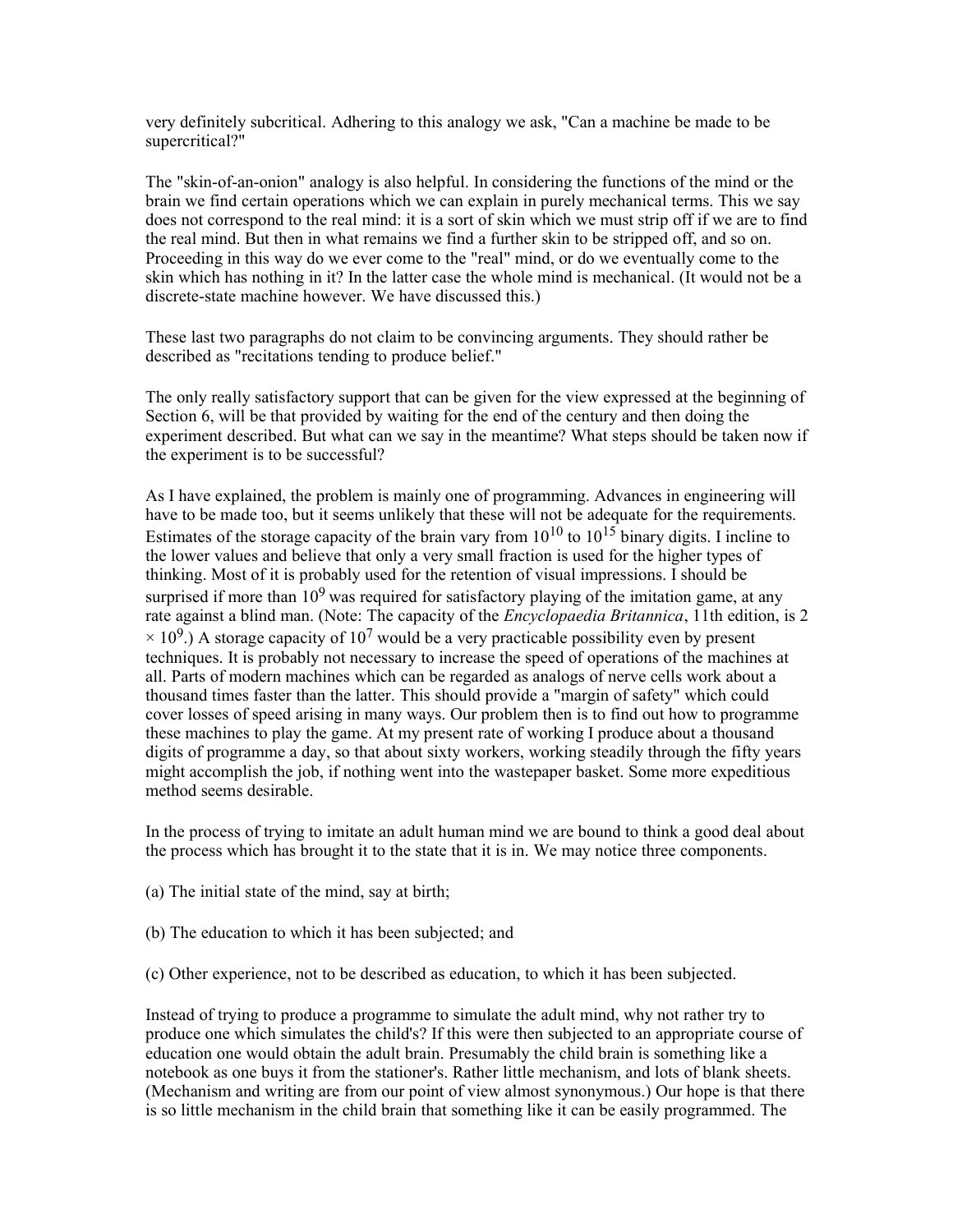very definitely subcritical. Adhering to this analogy we ask, "Can a machine be made to be supercritical?"

The "skin-of-an-onion" analogy is also helpful. In considering the functions of the mind or the brain we find certain operations which we can explain in purely mechanical terms. This we say does not correspond to the real mind: it is a sort of skin which we must strip off if we are to find the real mind. But then in what remains we find a further skin to be stripped off, and so on. Proceeding in this way do we ever come to the "real" mind, or do we eventually come to the skin which has nothing in it? In the latter case the whole mind is mechanical. (It would not be a discrete-state machine however. We have discussed this.)

These last two paragraphs do not claim to be convincing arguments. They should rather be described as "recitations tending to produce belief."

The only really satisfactory support that can be given for the view expressed at the beginning of Section 6, will be that provided by waiting for the end of the century and then doing the experiment described. But what can we say in the meantime? What steps should be taken now if the experiment is to be successful?

As I have explained, the problem is mainly one of programming. Advances in engineering will have to be made too, but it seems unlikely that these will not be adequate for the requirements. Estimates of the storage capacity of the brain vary from $10^{10}$ to $10^{15}$ binary digits. I incline to the lower values and believe that only a very small fraction is used for the higher types of thinking. Most of it is probably used for the retention of visual impressions. I should be surprised if more than $10^9$ was required for satisfactory playing of the imitation game, at any rate against a blind man. (Note: The capacity of the *Encyclopaedia Britannica*, 11th edition, is $2 \times 10^9$.) A storage capacity of $10^7$ would be a very practicable possibility even by present techniques. It is probably not necessary to increase the speed of operations of the machines at all. Parts of modern machines which can be regarded as analogs of nerve cells work about a thousand times faster than the latter. This should provide a "margin of safety" which could cover losses of speed arising in many ways. Our problem then is to find out how to programme these machines to play the game. At my present rate of working I produce about a thousand digits of programme a day, so that about sixty workers, working steadily through the fifty years might accomplish the job, if nothing went into the wastepaper basket. Some more expeditious method seems desirable.

In the process of trying to imitate an adult human mind we are bound to think a good deal about the process which has brought it to the state that it is in. We may notice three components.

(a) The initial state of the mind, say at birth;

(b) The education to which it has been subjected; and

(c) Other experience, not to be described as education, to which it has been subjected.

Instead of trying to produce a programme to simulate the adult mind, why not rather try to produce one which simulates the child's? If this were then subjected to an appropriate course of education one would obtain the adult brain. Presumably the child brain is something like a notebook as one buys it from the stationer's. Rather little mechanism, and lots of blank sheets. (Mechanism and writing are from our point of view almost synonymous.) Our hope is that there is so little mechanism in the child brain that something like it can be easily programmed. The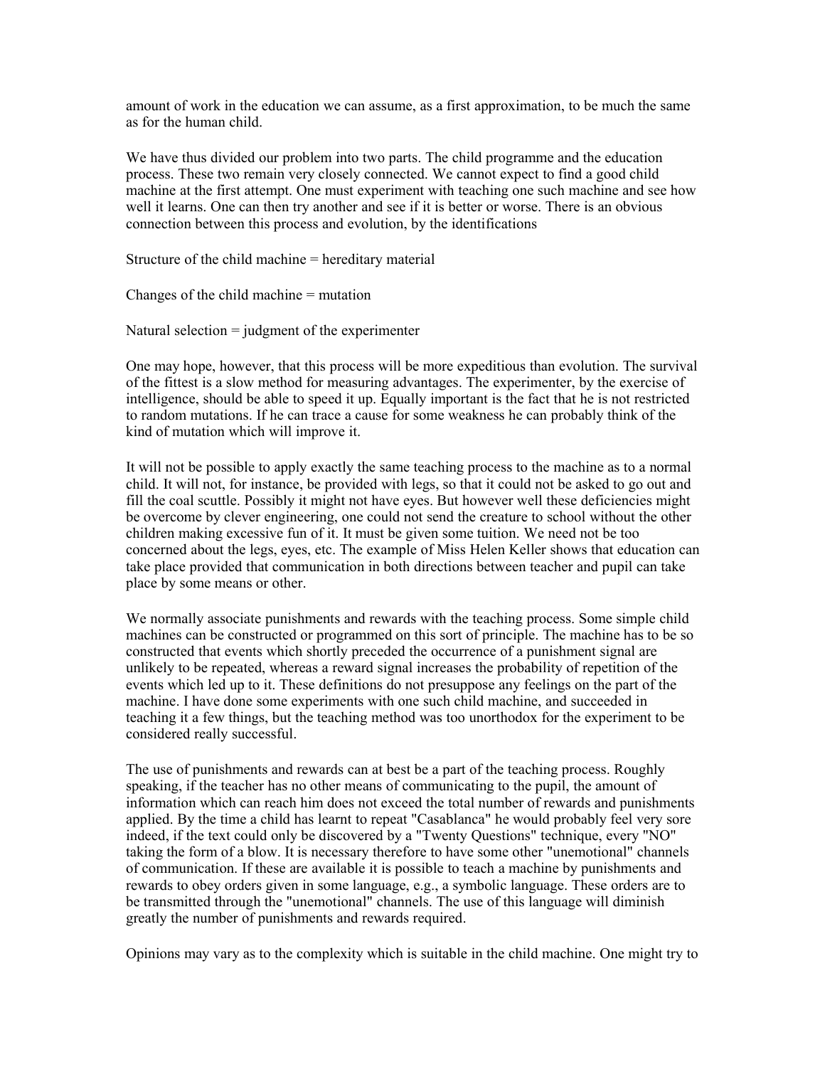amount of work in the education we can assume, as a first approximation, to be much the same as for the human child.

We have thus divided our problem into two parts. The child programme and the education process. These two remain very closely connected. We cannot expect to find a good child machine at the first attempt. One must experiment with teaching one such machine and see how well it learns. One can then try another and see if it is better or worse. There is an obvious connection between this process and evolution, by the identifications

Structure of the child machine = hereditary material

Changes of the child machine = mutation

Natural selection = judgment of the experimenter

One may hope, however, that this process will be more expeditious than evolution. The survival of the fittest is a slow method for measuring advantages. The experimenter, by the exercise of intelligence, should be able to speed it up. Equally important is the fact that he is not restricted to random mutations. If he can trace a cause for some weakness he can probably think of the kind of mutation which will improve it.

It will not be possible to apply exactly the same teaching process to the machine as to a normal child. It will not, for instance, be provided with legs, so that it could not be asked to go out and fill the coal scuttle. Possibly it might not have eyes. But however well these deficiencies might be overcome by clever engineering, one could not send the creature to school without the other children making excessive fun of it. It must be given some tuition. We need not be too concerned about the legs, eyes, etc. The example of Miss Helen Keller shows that education can take place provided that communication in both directions between teacher and pupil can take place by some means or other.

We normally associate punishments and rewards with the teaching process. Some simple child machines can be constructed or programmed on this sort of principle. The machine has to be so constructed that events which shortly preceded the occurrence of a punishment signal are unlikely to be repeated, whereas a reward signal increases the probability of repetition of the events which led up to it. These definitions do not presuppose any feelings on the part of the machine. I have done some experiments with one such child machine, and succeeded in teaching it a few things, but the teaching method was too unorthodox for the experiment to be considered really successful.

The use of punishments and rewards can at best be a part of the teaching process. Roughly speaking, if the teacher has no other means of communicating to the pupil, the amount of information which can reach him does not exceed the total number of rewards and punishments applied. By the time a child has learnt to repeat "Casablanca" he would probably feel very sore indeed, if the text could only be discovered by a "Twenty Questions" technique, every "NO" taking the form of a blow. It is necessary therefore to have some other "unemotional" channels of communication. If these are available it is possible to teach a machine by punishments and rewards to obey orders given in some language, e.g., a symbolic language. These orders are to be transmitted through the "unemotional" channels. The use of this language will diminish greatly the number of punishments and rewards required.

Opinions may vary as to the complexity which is suitable in the child machine. One might try to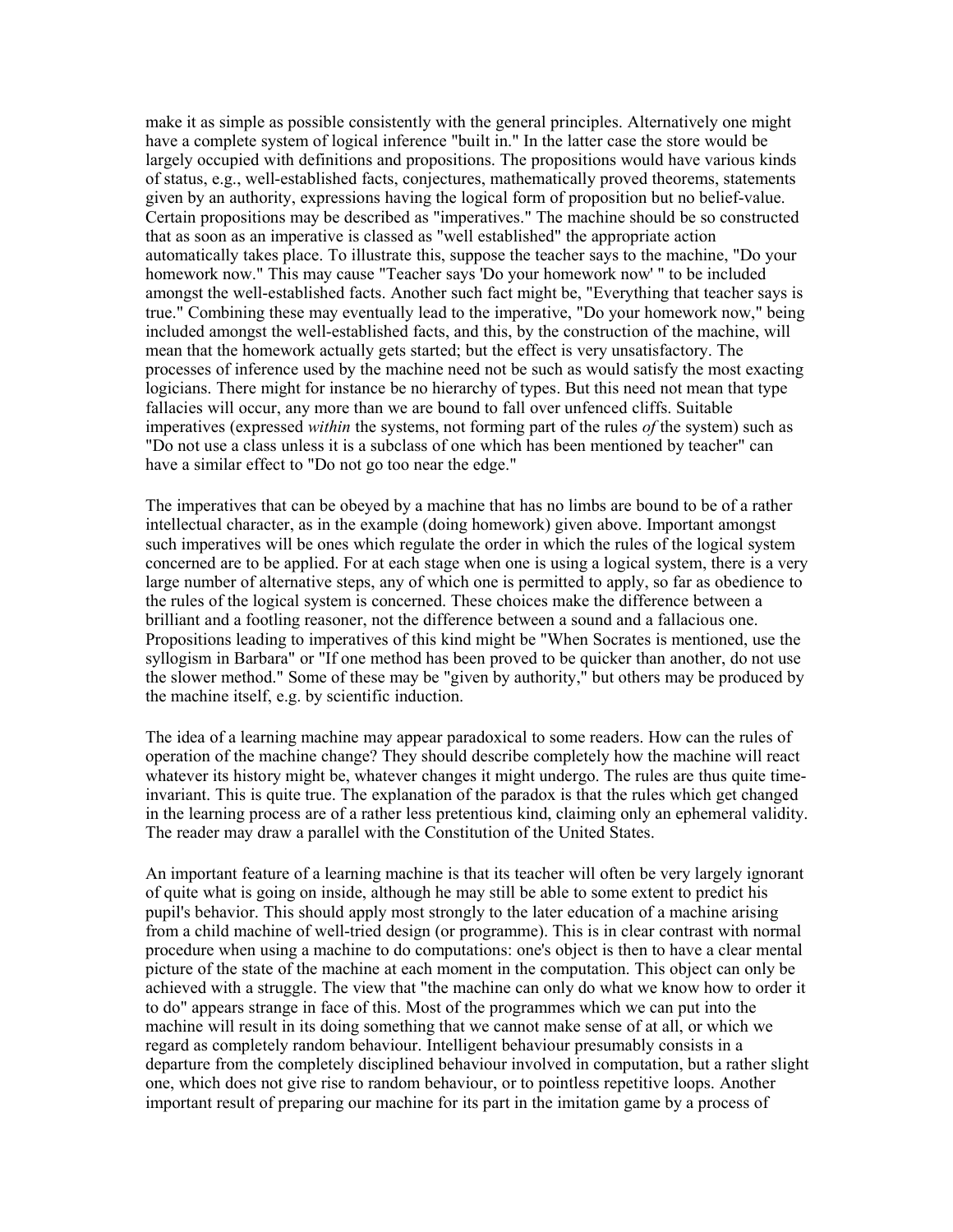make it as simple as possible consistently with the general principles. Alternatively one might have a complete system of logical inference "built in." In the latter case the store would be largely occupied with definitions and propositions. The propositions would have various kinds of status, e.g., well-established facts, conjectures, mathematically proved theorems, statements given by an authority, expressions having the logical form of proposition but no belief-value. Certain propositions may be described as "imperatives." The machine should be so constructed that as soon as an imperative is classed as "well established" the appropriate action automatically takes place. To illustrate this, suppose the teacher says to the machine, "Do your homework now." This may cause "Teacher says 'Do your homework now' " to be included amongst the well-established facts. Another such fact might be, "Everything that teacher says is true." Combining these may eventually lead to the imperative, "Do your homework now," being included amongst the well-established facts, and this, by the construction of the machine, will mean that the homework actually gets started; but the effect is very unsatisfactory. The processes of inference used by the machine need not be such as would satisfy the most exacting logicians. There might for instance be no hierarchy of types. But this need not mean that type fallacies will occur, any more than we are bound to fall over unfenced cliffs. Suitable imperatives (expressed *within* the systems, not forming part of the rules *of* the system) such as "Do not use a class unless it is a subclass of one which has been mentioned by teacher" can have a similar effect to "Do not go too near the edge."

The imperatives that can be obeyed by a machine that has no limbs are bound to be of a rather intellectual character, as in the example (doing homework) given above. Important amongst such imperatives will be ones which regulate the order in which the rules of the logical system concerned are to be applied. For at each stage when one is using a logical system, there is a very large number of alternative steps, any of which one is permitted to apply, so far as obedience to the rules of the logical system is concerned. These choices make the difference between a brilliant and a footling reasoner, not the difference between a sound and a fallacious one. Propositions leading to imperatives of this kind might be "When Socrates is mentioned, use the syllogism in Barbara" or "If one method has been proved to be quicker than another, do not use the slower method." Some of these may be "given by authority," but others may be produced by the machine itself, e.g. by scientific induction.

The idea of a learning machine may appear paradoxical to some readers. How can the rules of operation of the machine change? They should describe completely how the machine will react whatever its history might be, whatever changes it might undergo. The rules are thus quite time-invariant. This is quite true. The explanation of the paradox is that the rules which get changed in the learning process are of a rather less pretentious kind, claiming only an ephemeral validity. The reader may draw a parallel with the Constitution of the United States.

An important feature of a learning machine is that its teacher will often be very largely ignorant of quite what is going on inside, although he may still be able to some extent to predict his pupil's behavior. This should apply most strongly to the later education of a machine arising from a child machine of well-tried design (or programme). This is in clear contrast with normal procedure when using a machine to do computations: one's object is then to have a clear mental picture of the state of the machine at each moment in the computation. This object can only be achieved with a struggle. The view that "the machine can only do what we know how to order it to do" appears strange in face of this. Most of the programmes which we can put into the machine will result in its doing something that we cannot make sense of at all, or which we regard as completely random behaviour. Intelligent behaviour presumably consists in a departure from the completely disciplined behaviour involved in computation, but a rather slight one, which does not give rise to random behaviour, or to pointless repetitive loops. Another important result of preparing our machine for its part in the imitation game by a process of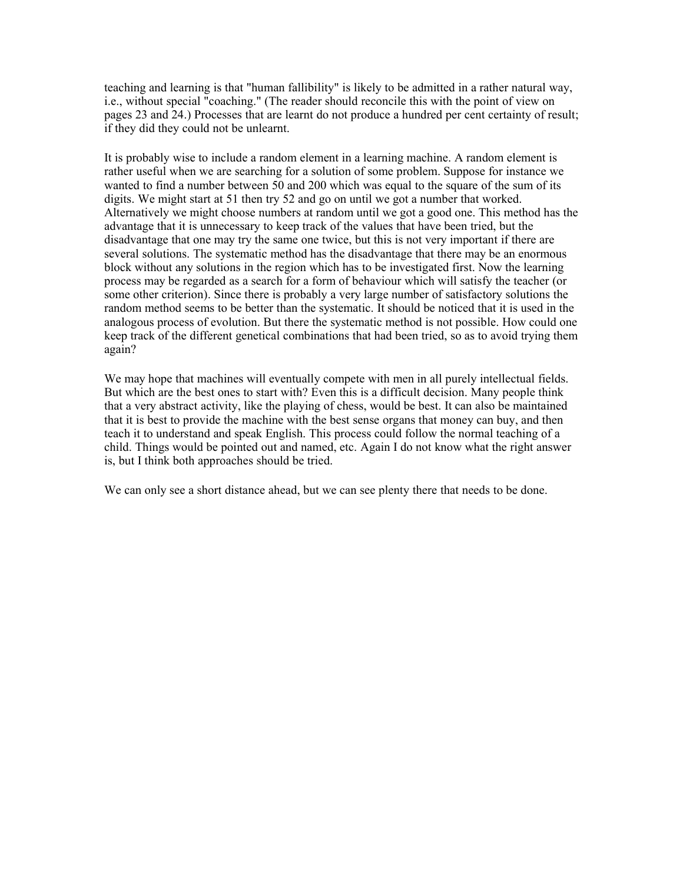teaching and learning is that "human fallibility" is likely to be admitted in a rather natural way, i.e., without special "coaching." (The reader should reconcile this with the point of view on pages 23 and 24.) Processes that are learnt do not produce a hundred per cent certainty of result; if they did they could not be unlearnt.

It is probably wise to include a random element in a learning machine. A random element is rather useful when we are searching for a solution of some problem. Suppose for instance we wanted to find a number between 50 and 200 which was equal to the square of the sum of its digits. We might start at 51 then try 52 and go on until we got a number that worked. Alternatively we might choose numbers at random until we got a good one. This method has the advantage that it is unnecessary to keep track of the values that have been tried, but the disadvantage that one may try the same one twice, but this is not very important if there are several solutions. The systematic method has the disadvantage that there may be an enormous block without any solutions in the region which has to be investigated first. Now the learning process may be regarded as a search for a form of behaviour which will satisfy the teacher (or some other criterion). Since there is probably a very large number of satisfactory solutions the random method seems to be better than the systematic. It should be noticed that it is used in the analogous process of evolution. But there the systematic method is not possible. How could one keep track of the different genetical combinations that had been tried, so as to avoid trying them again?

We may hope that machines will eventually compete with men in all purely intellectual fields. But which are the best ones to start with? Even this is a difficult decision. Many people think that a very abstract activity, like the playing of chess, would be best. It can also be maintained that it is best to provide the machine with the best sense organs that money can buy, and then teach it to understand and speak English. This process could follow the normal teaching of a child. Things would be pointed out and named, etc. Again I do not know what the right answer is, but I think both approaches should be tried.

We can only see a short distance ahead, but we can see plenty there that needs to be done.